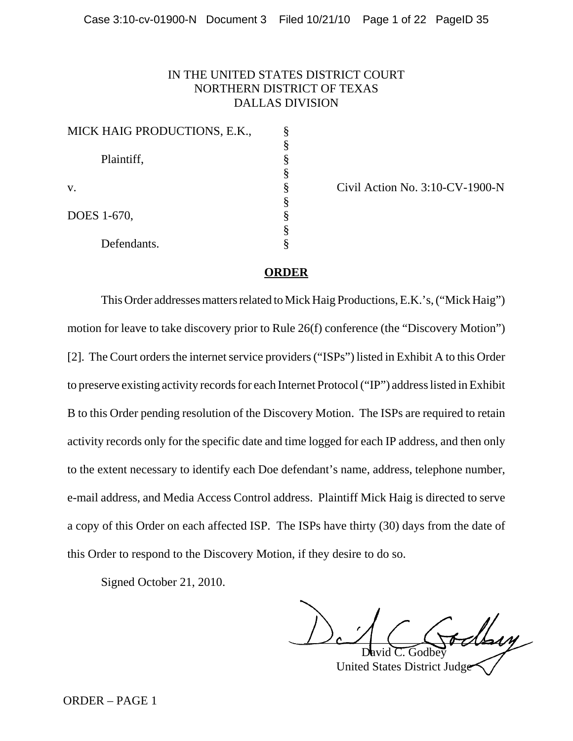IN THE UNITED STATES DISTRICT COURT
NORTHERN DISTRICT OF TEXAS
DALLAS DIVISION

MICK HAIG PRODUCTIONS, E.K.,

Plaintiff,

v.

DOES 1-670,

Defendants.

Civil Action No. 3:10-CV-1900-N

## ORDER

This Order addresses matters related to Mick Haig Productions, E.K.'s, ("Mick Haig") motion for leave to take discovery prior to Rule 26(f) conference (the "Discovery Motion") [2]. The Court orders the internet service providers ("ISPs") listed in Exhibit A to this Order to preserve existing activity records for each Internet Protocol ("IP") address listed in Exhibit B to this Order pending resolution of the Discovery Motion. The ISPs are required to retain activity records only for the specific date and time logged for each IP address, and then only to the extent necessary to identify each Doe defendant's name, address, telephone number, e-mail address, and Media Access Control address. Plaintiff Mick Haig is directed to serve a copy of this Order on each affected ISP. The ISPs have thirty (30) days from the date of this Order to respond to the Discovery Motion, if they desire to do so.

Signed October 21, 2010.

David C. Godbey
United States District Judge

ORDER – PAGE 1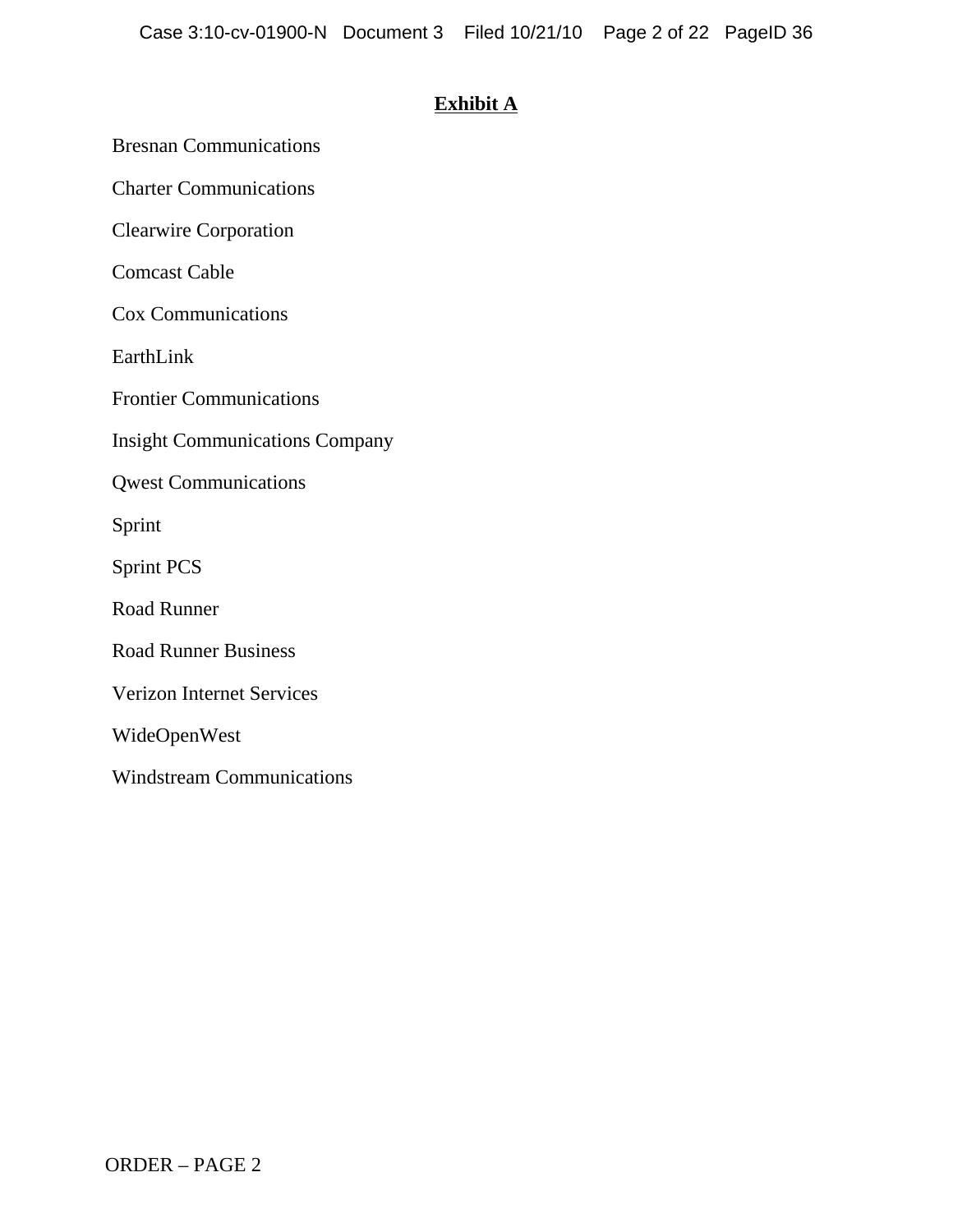# Exhibit A

Bresnan Communications

Charter Communications

Clearwire Corporation

Comcast Cable

Cox Communications

EarthLink

Frontier Communications

Insight Communications Company

Qwest Communications

Sprint

Sprint PCS

Road Runner

Road Runner Business

Verizon Internet Services

WideOpenWest

Windstream Communications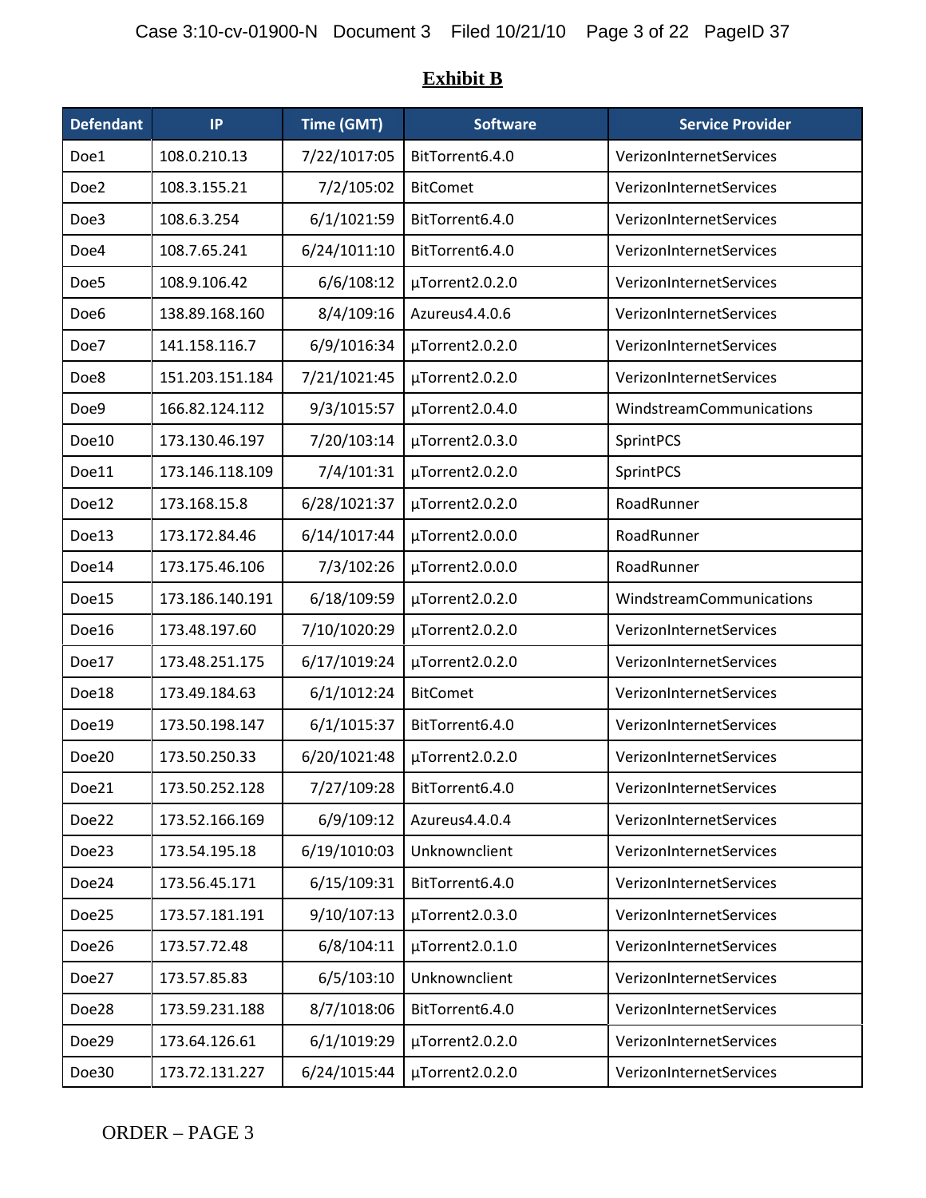**Exhibit B**

| Defendant | IP | Time (GMT) | Software | Service Provider |
|---|---|---|---|---|
| Doe1 | 108.0.210.13 | 7/22/1017:05 | BitTorrent6.4.0 | VerizonInternetServices |
| Doe2 | 108.3.155.21 | 7/2/105:02 | BitComet | VerizonInternetServices |
| Doe3 | 108.6.3.254 | 6/1/1021:59 | BitTorrent6.4.0 | VerizonInternetServices |
| Doe4 | 108.7.65.241 | 6/24/1011:10 | BitTorrent6.4.0 | VerizonInternetServices |
| Doe5 | 108.9.106.42 | 6/6/108:12 | µTorrent2.0.2.0 | VerizonInternetServices |
| Doe6 | 138.89.168.160 | 8/4/109:16 | Azureus4.4.0.6 | VerizonInternetServices |
| Doe7 | 141.158.116.7 | 6/9/1016:34 | µTorrent2.0.2.0 | VerizonInternetServices |
| Doe8 | 151.203.151.184 | 7/21/1021:45 | µTorrent2.0.2.0 | VerizonInternetServices |
| Doe9 | 166.82.124.112 | 9/3/1015:57 | µTorrent2.0.4.0 | WindstreamCommunications |
| Doe10 | 173.130.46.197 | 7/20/103:14 | µTorrent2.0.3.0 | SprintPCS |
| Doe11 | 173.146.118.109 | 7/4/101:31 | µTorrent2.0.2.0 | SprintPCS |
| Doe12 | 173.168.15.8 | 6/28/1021:37 | µTorrent2.0.2.0 | RoadRunner |
| Doe13 | 173.172.84.46 | 6/14/1017:44 | µTorrent2.0.0.0 | RoadRunner |
| Doe14 | 173.175.46.106 | 7/3/102:26 | µTorrent2.0.0.0 | RoadRunner |
| Doe15 | 173.186.140.191 | 6/18/109:59 | µTorrent2.0.2.0 | WindstreamCommunications |
| Doe16 | 173.48.197.60 | 7/10/1020:29 | µTorrent2.0.2.0 | VerizonInternetServices |
| Doe17 | 173.48.251.175 | 6/17/1019:24 | µTorrent2.0.2.0 | VerizonInternetServices |
| Doe18 | 173.49.184.63 | 6/1/1012:24 | BitComet | VerizonInternetServices |
| Doe19 | 173.50.198.147 | 6/1/1015:37 | BitTorrent6.4.0 | VerizonInternetServices |
| Doe20 | 173.50.250.33 | 6/20/1021:48 | µTorrent2.0.2.0 | VerizonInternetServices |
| Doe21 | 173.50.252.128 | 7/27/109:28 | BitTorrent6.4.0 | VerizonInternetServices |
| Doe22 | 173.52.166.169 | 6/9/109:12 | Azureus4.4.0.4 | VerizonInternetServices |
| Doe23 | 173.54.195.18 | 6/19/1010:03 | Unknownclient | VerizonInternetServices |
| Doe24 | 173.56.45.171 | 6/15/109:31 | BitTorrent6.4.0 | VerizonInternetServices |
| Doe25 | 173.57.181.191 | 9/10/107:13 | µTorrent2.0.3.0 | VerizonInternetServices |
| Doe26 | 173.57.72.48 | 6/8/104:11 | µTorrent2.0.1.0 | VerizonInternetServices |
| Doe27 | 173.57.85.83 | 6/5/103:10 | Unknownclient | VerizonInternetServices |
| Doe28 | 173.59.231.188 | 8/7/1018:06 | BitTorrent6.4.0 | VerizonInternetServices |
| Doe29 | 173.64.126.61 | 6/1/1019:29 | µTorrent2.0.2.0 | VerizonInternetServices |
| Doe30 | 173.72.131.227 | 6/24/1015:44 | µTorrent2.0.2.0 | VerizonInternetServices |

ORDER – PAGE 3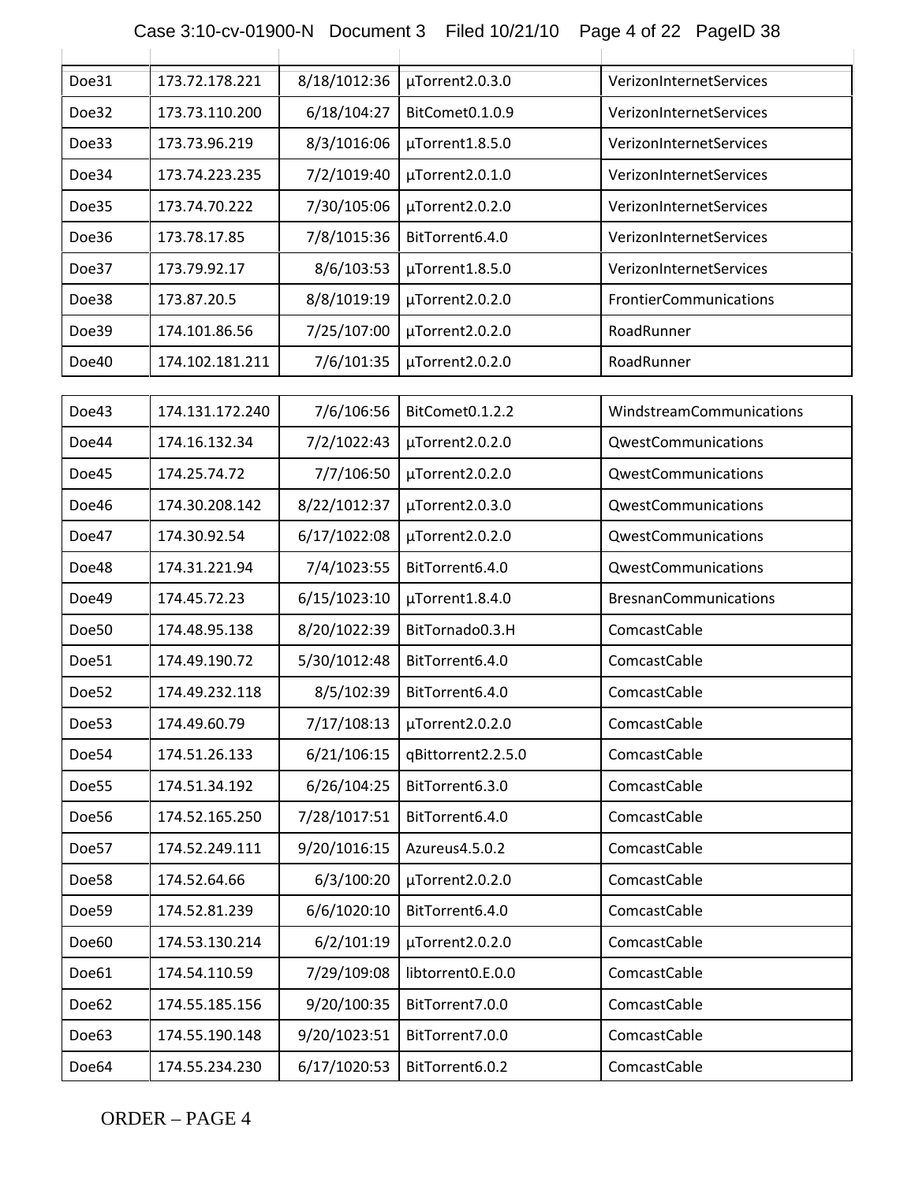| | | | | |
|---|---|---|---|---|
| Doe31 | 173.72.178.221 | 8/18/1012:36 | µTorrent2.0.3.0 | VerizonInternetServices |
| Doe32 | 173.73.110.200 | 6/18/104:27 | BitComet0.1.0.9 | VerizonInternetServices |
| Doe33 | 173.73.96.219 | 8/3/1016:06 | µTorrent1.8.5.0 | VerizonInternetServices |
| Doe34 | 173.74.223.235 | 7/2/1019:40 | µTorrent2.0.1.0 | VerizonInternetServices |
| Doe35 | 173.74.70.222 | 7/30/105:06 | µTorrent2.0.2.0 | VerizonInternetServices |
| Doe36 | 173.78.17.85 | 7/8/1015:36 | BitTorrent6.4.0 | VerizonInternetServices |
| Doe37 | 173.79.92.17 | 8/6/103:53 | µTorrent1.8.5.0 | VerizonInternetServices |
| Doe38 | 173.87.20.5 | 8/8/1019:19 | µTorrent2.0.2.0 | FrontierCommunications |
| Doe39 | 174.101.86.56 | 7/25/107:00 | µTorrent2.0.2.0 | RoadRunner |
| Doe40 | 174.102.181.211 | 7/6/101:35 | µTorrent2.0.2.0 | RoadRunner |
| Doe43 | 174.131.172.240 | 7/6/106:56 | BitComet0.1.2.2 | WindstreamCommunications |
| Doe44 | 174.16.132.34 | 7/2/1022:43 | µTorrent2.0.2.0 | QwestCommunications |
| Doe45 | 174.25.74.72 | 7/7/106:50 | µTorrent2.0.2.0 | QwestCommunications |
| Doe46 | 174.30.208.142 | 8/22/1012:37 | µTorrent2.0.3.0 | QwestCommunications |
| Doe47 | 174.30.92.54 | 6/17/1022:08 | µTorrent2.0.2.0 | QwestCommunications |
| Doe48 | 174.31.221.94 | 7/4/1023:55 | BitTorrent6.4.0 | QwestCommunications |
| Doe49 | 174.45.72.23 | 6/15/1023:10 | µTorrent1.8.4.0 | BresnanCommunications |
| Doe50 | 174.48.95.138 | 8/20/1022:39 | BitTornado0.3.H | ComcastCable |
| Doe51 | 174.49.190.72 | 5/30/1012:48 | BitTorrent6.4.0 | ComcastCable |
| Doe52 | 174.49.232.118 | 8/5/102:39 | BitTorrent6.4.0 | ComcastCable |
| Doe53 | 174.49.60.79 | 7/17/108:13 | µTorrent2.0.2.0 | ComcastCable |
| Doe54 | 174.51.26.133 | 6/21/106:15 | qBittorrent2.2.5.0 | ComcastCable |
| Doe55 | 174.51.34.192 | 6/26/104:25 | BitTorrent6.3.0 | ComcastCable |
| Doe56 | 174.52.165.250 | 7/28/1017:51 | BitTorrent6.4.0 | ComcastCable |
| Doe57 | 174.52.249.111 | 9/20/1016:15 | Azureus4.5.0.2 | ComcastCable |
| Doe58 | 174.52.64.66 | 6/3/100:20 | µTorrent2.0.2.0 | ComcastCable |
| Doe59 | 174.52.81.239 | 6/6/1020:10 | BitTorrent6.4.0 | ComcastCable |
| Doe60 | 174.53.130.214 | 6/2/101:19 | µTorrent2.0.2.0 | ComcastCable |
| Doe61 | 174.54.110.59 | 7/29/109:08 | libtorrent0.E.0.0 | ComcastCable |
| Doe62 | 174.55.185.156 | 9/20/100:35 | BitTorrent7.0.0 | ComcastCable |
| Doe63 | 174.55.190.148 | 9/20/1023:51 | BitTorrent7.0.0 | ComcastCable |
| Doe64 | 174.55.234.230 | 6/17/1020:53 | BitTorrent6.0.2 | ComcastCable |

ORDER – PAGE 4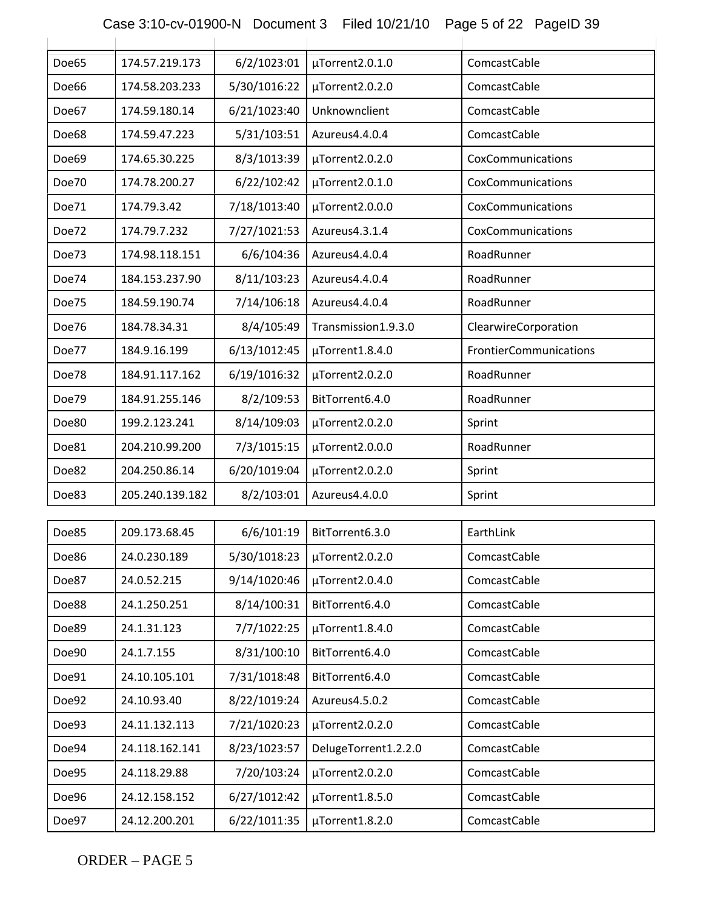| | | | | |
|---|---|---|---|---|
| Doe65 | 174.57.219.173 | 6/2/1023:01 | µTorrent2.0.1.0 | ComcastCable |
| Doe66 | 174.58.203.233 | 5/30/1016:22 | µTorrent2.0.2.0 | ComcastCable |
| Doe67 | 174.59.180.14 | 6/21/1023:40 | Unknownclient | ComcastCable |
| Doe68 | 174.59.47.223 | 5/31/103:51 | Azureus4.4.0.4 | ComcastCable |
| Doe69 | 174.65.30.225 | 8/3/1013:39 | µTorrent2.0.2.0 | CoxCommunications |
| Doe70 | 174.78.200.27 | 6/22/102:42 | µTorrent2.0.1.0 | CoxCommunications |
| Doe71 | 174.79.3.42 | 7/18/1013:40 | µTorrent2.0.0.0 | CoxCommunications |
| Doe72 | 174.79.7.232 | 7/27/1021:53 | Azureus4.3.1.4 | CoxCommunications |
| Doe73 | 174.98.118.151 | 6/6/104:36 | Azureus4.4.0.4 | RoadRunner |
| Doe74 | 184.153.237.90 | 8/11/103:23 | Azureus4.4.0.4 | RoadRunner |
| Doe75 | 184.59.190.74 | 7/14/106:18 | Azureus4.4.0.4 | RoadRunner |
| Doe76 | 184.78.34.31 | 8/4/105:49 | Transmission1.9.3.0 | ClearwireCorporation |
| Doe77 | 184.9.16.199 | 6/13/1012:45 | µTorrent1.8.4.0 | FrontierCommunications |
| Doe78 | 184.91.117.162 | 6/19/1016:32 | µTorrent2.0.2.0 | RoadRunner |
| Doe79 | 184.91.255.146 | 8/2/109:53 | BitTorrent6.4.0 | RoadRunner |
| Doe80 | 199.2.123.241 | 8/14/109:03 | µTorrent2.0.2.0 | Sprint |
| Doe81 | 204.210.99.200 | 7/3/1015:15 | µTorrent2.0.0.0 | RoadRunner |
| Doe82 | 204.250.86.14 | 6/20/1019:04 | µTorrent2.0.2.0 | Sprint |
| Doe83 | 205.240.139.182 | 8/2/103:01 | Azureus4.4.0.0 | Sprint |
| Doe85 | 209.173.68.45 | 6/6/101:19 | BitTorrent6.3.0 | EarthLink |
| Doe86 | 24.0.230.189 | 5/30/1018:23 | µTorrent2.0.2.0 | ComcastCable |
| Doe87 | 24.0.52.215 | 9/14/1020:46 | µTorrent2.0.4.0 | ComcastCable |
| Doe88 | 24.1.250.251 | 8/14/100:31 | BitTorrent6.4.0 | ComcastCable |
| Doe89 | 24.1.31.123 | 7/7/1022:25 | µTorrent1.8.4.0 | ComcastCable |
| Doe90 | 24.1.7.155 | 8/31/100:10 | BitTorrent6.4.0 | ComcastCable |
| Doe91 | 24.10.105.101 | 7/31/1018:48 | BitTorrent6.4.0 | ComcastCable |
| Doe92 | 24.10.93.40 | 8/22/1019:24 | Azureus4.5.0.2 | ComcastCable |
| Doe93 | 24.11.132.113 | 7/21/1020:23 | µTorrent2.0.2.0 | ComcastCable |
| Doe94 | 24.118.162.141 | 8/23/1023:57 | DelugeTorrent1.2.2.0 | ComcastCable |
| Doe95 | 24.118.29.88 | 7/20/103:24 | µTorrent2.0.2.0 | ComcastCable |
| Doe96 | 24.12.158.152 | 6/27/1012:42 | µTorrent1.8.5.0 | ComcastCable |
| Doe97 | 24.12.200.201 | 6/22/1011:35 | µTorrent1.8.2.0 | ComcastCable |

ORDER – PAGE 5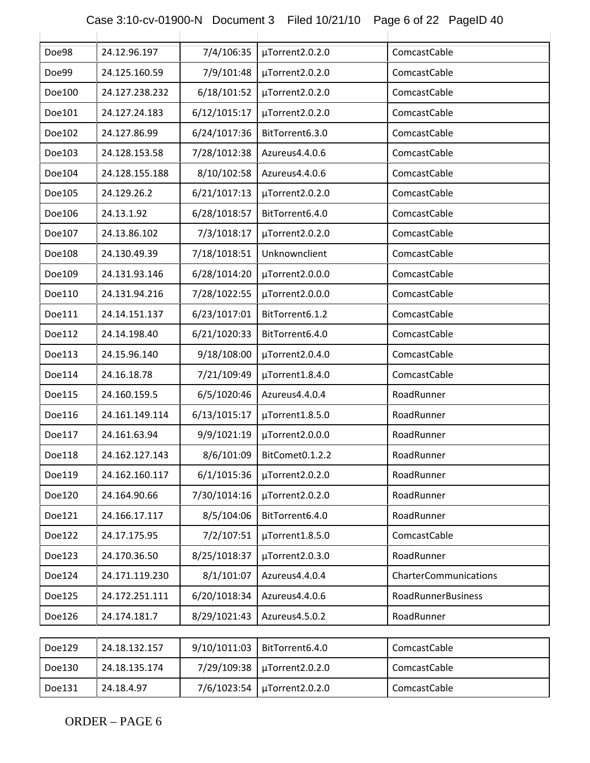| | | | | |
|---|---|---|---|---|
| Doe98 | 24.12.96.197 | 7/4/106:35 | µTorrent2.0.2.0 | ComcastCable |
| Doe99 | 24.125.160.59 | 7/9/101:48 | µTorrent2.0.2.0 | ComcastCable |
| Doe100 | 24.127.238.232 | 6/18/101:52 | µTorrent2.0.2.0 | ComcastCable |
| Doe101 | 24.127.24.183 | 6/12/1015:17 | µTorrent2.0.2.0 | ComcastCable |
| Doe102 | 24.127.86.99 | 6/24/1017:36 | BitTorrent6.3.0 | ComcastCable |
| Doe103 | 24.128.153.58 | 7/28/1012:38 | Azureus4.4.0.6 | ComcastCable |
| Doe104 | 24.128.155.188 | 8/10/102:58 | Azureus4.4.0.6 | ComcastCable |
| Doe105 | 24.129.26.2 | 6/21/1017:13 | µTorrent2.0.2.0 | ComcastCable |
| Doe106 | 24.13.1.92 | 6/28/1018:57 | BitTorrent6.4.0 | ComcastCable |
| Doe107 | 24.13.86.102 | 7/3/1018:17 | µTorrent2.0.2.0 | ComcastCable |
| Doe108 | 24.130.49.39 | 7/18/1018:51 | Unknownclient | ComcastCable |
| Doe109 | 24.131.93.146 | 6/28/1014:20 | µTorrent2.0.0.0 | ComcastCable |
| Doe110 | 24.131.94.216 | 7/28/1022:55 | µTorrent2.0.0.0 | ComcastCable |
| Doe111 | 24.14.151.137 | 6/23/1017:01 | BitTorrent6.1.2 | ComcastCable |
| Doe112 | 24.14.198.40 | 6/21/1020:33 | BitTorrent6.4.0 | ComcastCable |
| Doe113 | 24.15.96.140 | 9/18/108:00 | µTorrent2.0.4.0 | ComcastCable |
| Doe114 | 24.16.18.78 | 7/21/109:49 | µTorrent1.8.4.0 | ComcastCable |
| Doe115 | 24.160.159.5 | 6/5/1020:46 | Azureus4.4.0.4 | RoadRunner |
| Doe116 | 24.161.149.114 | 6/13/1015:17 | µTorrent1.8.5.0 | RoadRunner |
| Doe117 | 24.161.63.94 | 9/9/1021:19 | µTorrent2.0.0.0 | RoadRunner |
| Doe118 | 24.162.127.143 | 8/6/101:09 | BitComet0.1.2.2 | RoadRunner |
| Doe119 | 24.162.160.117 | 6/1/1015:36 | µTorrent2.0.2.0 | RoadRunner |
| Doe120 | 24.164.90.66 | 7/30/1014:16 | µTorrent2.0.2.0 | RoadRunner |
| Doe121 | 24.166.17.117 | 8/5/104:06 | BitTorrent6.4.0 | RoadRunner |
| Doe122 | 24.17.175.95 | 7/2/107:51 | µTorrent1.8.5.0 | ComcastCable |
| Doe123 | 24.170.36.50 | 8/25/1018:37 | µTorrent2.0.3.0 | RoadRunner |
| Doe124 | 24.171.119.230 | 8/1/101:07 | Azureus4.4.0.4 | CharterCommunications |
| Doe125 | 24.172.251.111 | 6/20/1018:34 | Azureus4.4.0.6 | RoadRunnerBusiness |
| Doe126 | 24.174.181.7 | 8/29/1021:43 | Azureus4.5.0.2 | RoadRunner |
| Doe129 | 24.18.132.157 | 9/10/1011:03 | BitTorrent6.4.0 | ComcastCable |
| Doe130 | 24.18.135.174 | 7/29/109:38 | µTorrent2.0.2.0 | ComcastCable |
| Doe131 | 24.18.4.97 | 7/6/1023:54 | µTorrent2.0.2.0 | ComcastCable |

ORDER – PAGE 6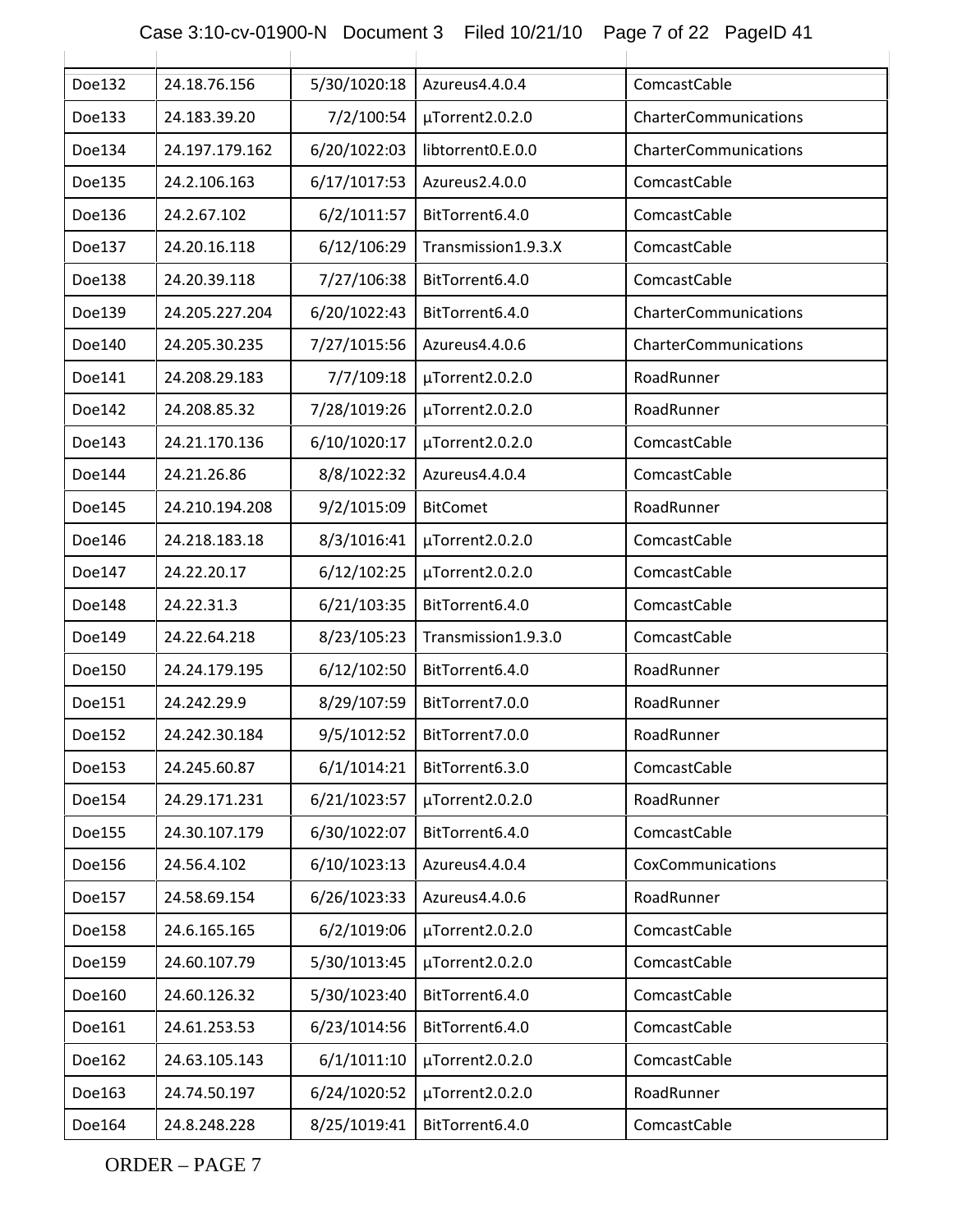| | | | | |
|---|---|---|---|---|
| Doe132 | 24.18.76.156 | 5/30/1020:18 | Azureus4.4.0.4 | ComcastCable |
| Doe133 | 24.183.39.20 | 7/2/100:54 | µTorrent2.0.2.0 | CharterCommunications |
| Doe134 | 24.197.179.162 | 6/20/1022:03 | libtorrent0.E.0.0 | CharterCommunications |
| Doe135 | 24.2.106.163 | 6/17/1017:53 | Azureus2.4.0.0 | ComcastCable |
| Doe136 | 24.2.67.102 | 6/2/1011:57 | BitTorrent6.4.0 | ComcastCable |
| Doe137 | 24.20.16.118 | 6/12/106:29 | Transmission1.9.3.X | ComcastCable |
| Doe138 | 24.20.39.118 | 7/27/106:38 | BitTorrent6.4.0 | ComcastCable |
| Doe139 | 24.205.227.204 | 6/20/1022:43 | BitTorrent6.4.0 | CharterCommunications |
| Doe140 | 24.205.30.235 | 7/27/1015:56 | Azureus4.4.0.6 | CharterCommunications |
| Doe141 | 24.208.29.183 | 7/7/109:18 | µTorrent2.0.2.0 | RoadRunner |
| Doe142 | 24.208.85.32 | 7/28/1019:26 | µTorrent2.0.2.0 | RoadRunner |
| Doe143 | 24.21.170.136 | 6/10/1020:17 | µTorrent2.0.2.0 | ComcastCable |
| Doe144 | 24.21.26.86 | 8/8/1022:32 | Azureus4.4.0.4 | ComcastCable |
| Doe145 | 24.210.194.208 | 9/2/1015:09 | BitComet | RoadRunner |
| Doe146 | 24.218.183.18 | 8/3/1016:41 | µTorrent2.0.2.0 | ComcastCable |
| Doe147 | 24.22.20.17 | 6/12/102:25 | µTorrent2.0.2.0 | ComcastCable |
| Doe148 | 24.22.31.3 | 6/21/103:35 | BitTorrent6.4.0 | ComcastCable |
| Doe149 | 24.22.64.218 | 8/23/105:23 | Transmission1.9.3.0 | ComcastCable |
| Doe150 | 24.24.179.195 | 6/12/102:50 | BitTorrent6.4.0 | RoadRunner |
| Doe151 | 24.242.29.9 | 8/29/107:59 | BitTorrent7.0.0 | RoadRunner |
| Doe152 | 24.242.30.184 | 9/5/1012:52 | BitTorrent7.0.0 | RoadRunner |
| Doe153 | 24.245.60.87 | 6/1/1014:21 | BitTorrent6.3.0 | ComcastCable |
| Doe154 | 24.29.171.231 | 6/21/1023:57 | µTorrent2.0.2.0 | RoadRunner |
| Doe155 | 24.30.107.179 | 6/30/1022:07 | BitTorrent6.4.0 | ComcastCable |
| Doe156 | 24.56.4.102 | 6/10/1023:13 | Azureus4.4.0.4 | CoxCommunications |
| Doe157 | 24.58.69.154 | 6/26/1023:33 | Azureus4.4.0.6 | RoadRunner |
| Doe158 | 24.6.165.165 | 6/2/1019:06 | µTorrent2.0.2.0 | ComcastCable |
| Doe159 | 24.60.107.79 | 5/30/1013:45 | µTorrent2.0.2.0 | ComcastCable |
| Doe160 | 24.60.126.32 | 5/30/1023:40 | BitTorrent6.4.0 | ComcastCable |
| Doe161 | 24.61.253.53 | 6/23/1014:56 | BitTorrent6.4.0 | ComcastCable |
| Doe162 | 24.63.105.143 | 6/1/1011:10 | µTorrent2.0.2.0 | ComcastCable |
| Doe163 | 24.74.50.197 | 6/24/1020:52 | µTorrent2.0.2.0 | RoadRunner |
| Doe164 | 24.8.248.228 | 8/25/1019:41 | BitTorrent6.4.0 | ComcastCable |

ORDER – PAGE 7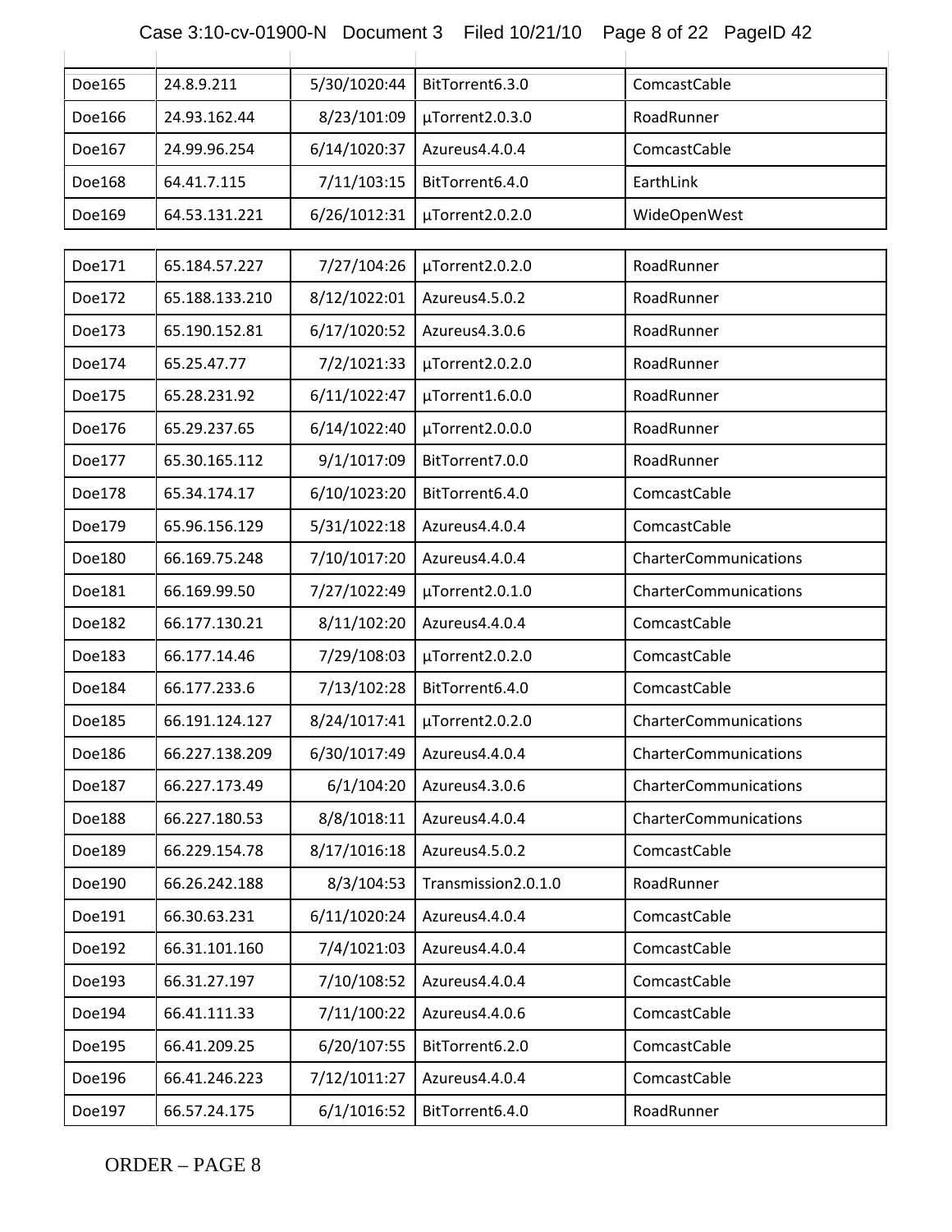| | | | | |
|---|---|---|---|---|
| Doe165 | 24.8.9.211 | 5/30/1020:44 | BitTorrent6.3.0 | ComcastCable |
| Doe166 | 24.93.162.44 | 8/23/101:09 | µTorrent2.0.3.0 | RoadRunner |
| Doe167 | 24.99.96.254 | 6/14/1020:37 | Azureus4.4.0.4 | ComcastCable |
| Doe168 | 64.41.7.115 | 7/11/103:15 | BitTorrent6.4.0 | EarthLink |
| Doe169 | 64.53.131.221 | 6/26/1012:31 | µTorrent2.0.2.0 | WideOpenWest |
| Doe171 | 65.184.57.227 | 7/27/104:26 | µTorrent2.0.2.0 | RoadRunner |
| Doe172 | 65.188.133.210 | 8/12/1022:01 | Azureus4.5.0.2 | RoadRunner |
| Doe173 | 65.190.152.81 | 6/17/1020:52 | Azureus4.3.0.6 | RoadRunner |
| Doe174 | 65.25.47.77 | 7/2/1021:33 | µTorrent2.0.2.0 | RoadRunner |
| Doe175 | 65.28.231.92 | 6/11/1022:47 | µTorrent1.6.0.0 | RoadRunner |
| Doe176 | 65.29.237.65 | 6/14/1022:40 | µTorrent2.0.0.0 | RoadRunner |
| Doe177 | 65.30.165.112 | 9/1/1017:09 | BitTorrent7.0.0 | RoadRunner |
| Doe178 | 65.34.174.17 | 6/10/1023:20 | BitTorrent6.4.0 | ComcastCable |
| Doe179 | 65.96.156.129 | 5/31/1022:18 | Azureus4.4.0.4 | ComcastCable |
| Doe180 | 66.169.75.248 | 7/10/1017:20 | Azureus4.4.0.4 | CharterCommunications |
| Doe181 | 66.169.99.50 | 7/27/1022:49 | µTorrent2.0.1.0 | CharterCommunications |
| Doe182 | 66.177.130.21 | 8/11/102:20 | Azureus4.4.0.4 | ComcastCable |
| Doe183 | 66.177.14.46 | 7/29/108:03 | µTorrent2.0.2.0 | ComcastCable |
| Doe184 | 66.177.233.6 | 7/13/102:28 | BitTorrent6.4.0 | ComcastCable |
| Doe185 | 66.191.124.127 | 8/24/1017:41 | µTorrent2.0.2.0 | CharterCommunications |
| Doe186 | 66.227.138.209 | 6/30/1017:49 | Azureus4.4.0.4 | CharterCommunications |
| Doe187 | 66.227.173.49 | 6/1/104:20 | Azureus4.3.0.6 | CharterCommunications |
| Doe188 | 66.227.180.53 | 8/8/1018:11 | Azureus4.4.0.4 | CharterCommunications |
| Doe189 | 66.229.154.78 | 8/17/1016:18 | Azureus4.5.0.2 | ComcastCable |
| Doe190 | 66.26.242.188 | 8/3/104:53 | Transmission2.0.1.0 | RoadRunner |
| Doe191 | 66.30.63.231 | 6/11/1020:24 | Azureus4.4.0.4 | ComcastCable |
| Doe192 | 66.31.101.160 | 7/4/1021:03 | Azureus4.4.0.4 | ComcastCable |
| Doe193 | 66.31.27.197 | 7/10/108:52 | Azureus4.4.0.4 | ComcastCable |
| Doe194 | 66.41.111.33 | 7/11/100:22 | Azureus4.4.0.6 | ComcastCable |
| Doe195 | 66.41.209.25 | 6/20/107:55 | BitTorrent6.2.0 | ComcastCable |
| Doe196 | 66.41.246.223 | 7/12/1011:27 | Azureus4.4.0.4 | ComcastCable |
| Doe197 | 66.57.24.175 | 6/1/1016:52 | BitTorrent6.4.0 | RoadRunner |

ORDER – PAGE 8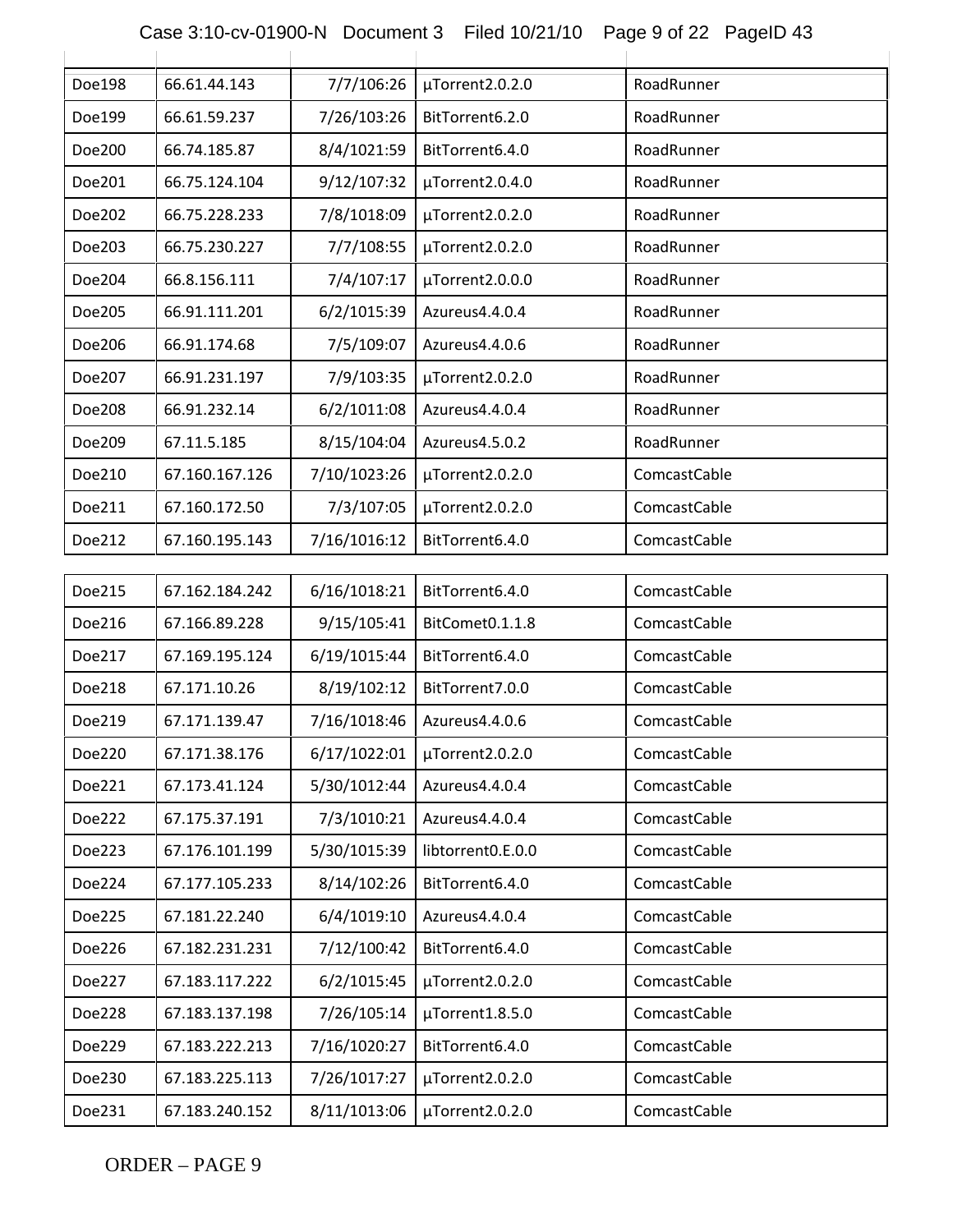| | | | | |
|---|---|---|---|---|
| Doe198 | 66.61.44.143 | 7/7/106:26 | µTorrent2.0.2.0 | RoadRunner |
| Doe199 | 66.61.59.237 | 7/26/103:26 | BitTorrent6.2.0 | RoadRunner |
| Doe200 | 66.74.185.87 | 8/4/1021:59 | BitTorrent6.4.0 | RoadRunner |
| Doe201 | 66.75.124.104 | 9/12/107:32 | µTorrent2.0.4.0 | RoadRunner |
| Doe202 | 66.75.228.233 | 7/8/1018:09 | µTorrent2.0.2.0 | RoadRunner |
| Doe203 | 66.75.230.227 | 7/7/108:55 | µTorrent2.0.2.0 | RoadRunner |
| Doe204 | 66.8.156.111 | 7/4/107:17 | µTorrent2.0.0.0 | RoadRunner |
| Doe205 | 66.91.111.201 | 6/2/1015:39 | Azureus4.4.0.4 | RoadRunner |
| Doe206 | 66.91.174.68 | 7/5/109:07 | Azureus4.4.0.6 | RoadRunner |
| Doe207 | 66.91.231.197 | 7/9/103:35 | µTorrent2.0.2.0 | RoadRunner |
| Doe208 | 66.91.232.14 | 6/2/1011:08 | Azureus4.4.0.4 | RoadRunner |
| Doe209 | 67.11.5.185 | 8/15/104:04 | Azureus4.5.0.2 | RoadRunner |
| Doe210 | 67.160.167.126 | 7/10/1023:26 | µTorrent2.0.2.0 | ComcastCable |
| Doe211 | 67.160.172.50 | 7/3/107:05 | µTorrent2.0.2.0 | ComcastCable |
| Doe212 | 67.160.195.143 | 7/16/1016:12 | BitTorrent6.4.0 | ComcastCable |
| Doe215 | 67.162.184.242 | 6/16/1018:21 | BitTorrent6.4.0 | ComcastCable |
| Doe216 | 67.166.89.228 | 9/15/105:41 | BitComet0.1.1.8 | ComcastCable |
| Doe217 | 67.169.195.124 | 6/19/1015:44 | BitTorrent6.4.0 | ComcastCable |
| Doe218 | 67.171.10.26 | 8/19/102:12 | BitTorrent7.0.0 | ComcastCable |
| Doe219 | 67.171.139.47 | 7/16/1018:46 | Azureus4.4.0.6 | ComcastCable |
| Doe220 | 67.171.38.176 | 6/17/1022:01 | µTorrent2.0.2.0 | ComcastCable |
| Doe221 | 67.173.41.124 | 5/30/1012:44 | Azureus4.4.0.4 | ComcastCable |
| Doe222 | 67.175.37.191 | 7/3/1010:21 | Azureus4.4.0.4 | ComcastCable |
| Doe223 | 67.176.101.199 | 5/30/1015:39 | libtorrent0.E.0.0 | ComcastCable |
| Doe224 | 67.177.105.233 | 8/14/102:26 | BitTorrent6.4.0 | ComcastCable |
| Doe225 | 67.181.22.240 | 6/4/1019:10 | Azureus4.4.0.4 | ComcastCable |
| Doe226 | 67.182.231.231 | 7/12/100:42 | BitTorrent6.4.0 | ComcastCable |
| Doe227 | 67.183.117.222 | 6/2/1015:45 | µTorrent2.0.2.0 | ComcastCable |
| Doe228 | 67.183.137.198 | 7/26/105:14 | µTorrent1.8.5.0 | ComcastCable |
| Doe229 | 67.183.222.213 | 7/16/1020:27 | BitTorrent6.4.0 | ComcastCable |
| Doe230 | 67.183.225.113 | 7/26/1017:27 | µTorrent2.0.2.0 | ComcastCable |
| Doe231 | 67.183.240.152 | 8/11/1013:06 | µTorrent2.0.2.0 | ComcastCable |

ORDER – PAGE 9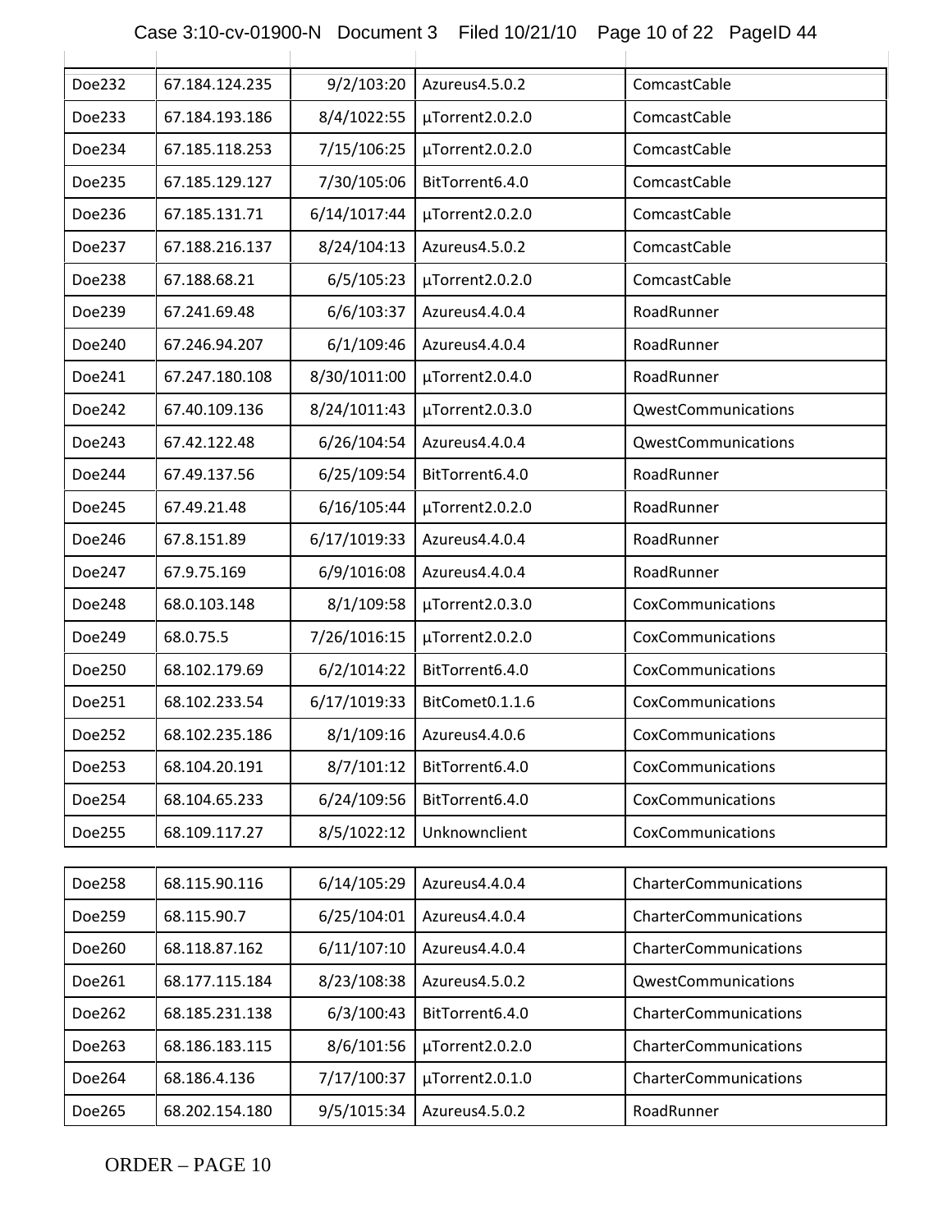| | | | | |
|---|---|---|---|---|
| Doe232 | 67.184.124.235 | 9/2/103:20 | Azureus4.5.0.2 | ComcastCable |
| Doe233 | 67.184.193.186 | 8/4/1022:55 | µTorrent2.0.2.0 | ComcastCable |
| Doe234 | 67.185.118.253 | 7/15/106:25 | µTorrent2.0.2.0 | ComcastCable |
| Doe235 | 67.185.129.127 | 7/30/105:06 | BitTorrent6.4.0 | ComcastCable |
| Doe236 | 67.185.131.71 | 6/14/1017:44 | µTorrent2.0.2.0 | ComcastCable |
| Doe237 | 67.188.216.137 | 8/24/104:13 | Azureus4.5.0.2 | ComcastCable |
| Doe238 | 67.188.68.21 | 6/5/105:23 | µTorrent2.0.2.0 | ComcastCable |
| Doe239 | 67.241.69.48 | 6/6/103:37 | Azureus4.4.0.4 | RoadRunner |
| Doe240 | 67.246.94.207 | 6/1/109:46 | Azureus4.4.0.4 | RoadRunner |
| Doe241 | 67.247.180.108 | 8/30/1011:00 | µTorrent2.0.4.0 | RoadRunner |
| Doe242 | 67.40.109.136 | 8/24/1011:43 | µTorrent2.0.3.0 | QwestCommunications |
| Doe243 | 67.42.122.48 | 6/26/104:54 | Azureus4.4.0.4 | QwestCommunications |
| Doe244 | 67.49.137.56 | 6/25/109:54 | BitTorrent6.4.0 | RoadRunner |
| Doe245 | 67.49.21.48 | 6/16/105:44 | µTorrent2.0.2.0 | RoadRunner |
| Doe246 | 67.8.151.89 | 6/17/1019:33 | Azureus4.4.0.4 | RoadRunner |
| Doe247 | 67.9.75.169 | 6/9/1016:08 | Azureus4.4.0.4 | RoadRunner |
| Doe248 | 68.0.103.148 | 8/1/109:58 | µTorrent2.0.3.0 | CoxCommunications |
| Doe249 | 68.0.75.5 | 7/26/1016:15 | µTorrent2.0.2.0 | CoxCommunications |
| Doe250 | 68.102.179.69 | 6/2/1014:22 | BitTorrent6.4.0 | CoxCommunications |
| Doe251 | 68.102.233.54 | 6/17/1019:33 | BitComet0.1.1.6 | CoxCommunications |
| Doe252 | 68.102.235.186 | 8/1/109:16 | Azureus4.4.0.6 | CoxCommunications |
| Doe253 | 68.104.20.191 | 8/7/101:12 | BitTorrent6.4.0 | CoxCommunications |
| Doe254 | 68.104.65.233 | 6/24/109:56 | BitTorrent6.4.0 | CoxCommunications |
| Doe255 | 68.109.117.27 | 8/5/1022:12 | Unknownclient | CoxCommunications |
| Doe258 | 68.115.90.116 | 6/14/105:29 | Azureus4.4.0.4 | CharterCommunications |
| Doe259 | 68.115.90.7 | 6/25/104:01 | Azureus4.4.0.4 | CharterCommunications |
| Doe260 | 68.118.87.162 | 6/11/107:10 | Azureus4.4.0.4 | CharterCommunications |
| Doe261 | 68.177.115.184 | 8/23/108:38 | Azureus4.5.0.2 | QwestCommunications |
| Doe262 | 68.185.231.138 | 6/3/100:43 | BitTorrent6.4.0 | CharterCommunications |
| Doe263 | 68.186.183.115 | 8/6/101:56 | µTorrent2.0.2.0 | CharterCommunications |
| Doe264 | 68.186.4.136 | 7/17/100:37 | µTorrent2.0.1.0 | CharterCommunications |
| Doe265 | 68.202.154.180 | 9/5/1015:34 | Azureus4.5.0.2 | RoadRunner |

ORDER – PAGE 10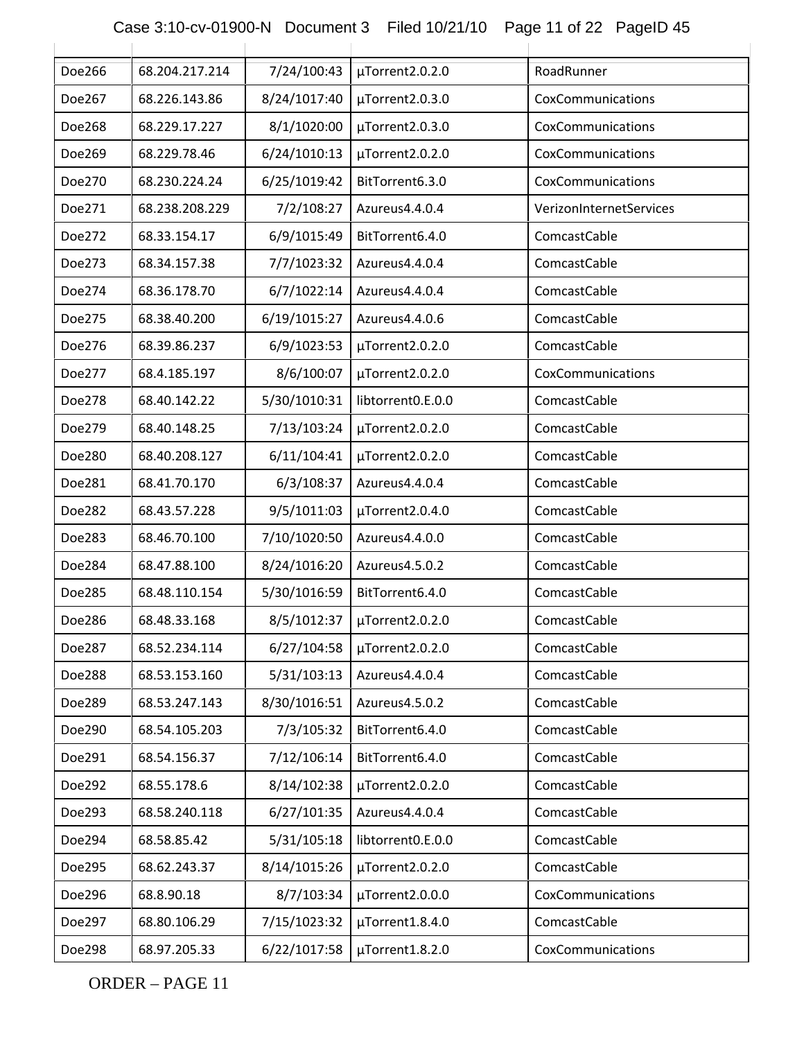| | | | | |
|---|---|---|---|---|
| Doe266 | 68.204.217.214 | 7/24/100:43 | µTorrent2.0.2.0 | RoadRunner |
| Doe267 | 68.226.143.86 | 8/24/1017:40 | µTorrent2.0.3.0 | CoxCommunications |
| Doe268 | 68.229.17.227 | 8/1/1020:00 | µTorrent2.0.3.0 | CoxCommunications |
| Doe269 | 68.229.78.46 | 6/24/1010:13 | µTorrent2.0.2.0 | CoxCommunications |
| Doe270 | 68.230.224.24 | 6/25/1019:42 | BitTorrent6.3.0 | CoxCommunications |
| Doe271 | 68.238.208.229 | 7/2/108:27 | Azureus4.4.0.4 | VerizonInternetServices |
| Doe272 | 68.33.154.17 | 6/9/1015:49 | BitTorrent6.4.0 | ComcastCable |
| Doe273 | 68.34.157.38 | 7/7/1023:32 | Azureus4.4.0.4 | ComcastCable |
| Doe274 | 68.36.178.70 | 6/7/1022:14 | Azureus4.4.0.4 | ComcastCable |
| Doe275 | 68.38.40.200 | 6/19/1015:27 | Azureus4.4.0.6 | ComcastCable |
| Doe276 | 68.39.86.237 | 6/9/1023:53 | µTorrent2.0.2.0 | ComcastCable |
| Doe277 | 68.4.185.197 | 8/6/100:07 | µTorrent2.0.2.0 | CoxCommunications |
| Doe278 | 68.40.142.22 | 5/30/1010:31 | libtorrent0.E.0.0 | ComcastCable |
| Doe279 | 68.40.148.25 | 7/13/103:24 | µTorrent2.0.2.0 | ComcastCable |
| Doe280 | 68.40.208.127 | 6/11/104:41 | µTorrent2.0.2.0 | ComcastCable |
| Doe281 | 68.41.70.170 | 6/3/108:37 | Azureus4.4.0.4 | ComcastCable |
| Doe282 | 68.43.57.228 | 9/5/1011:03 | µTorrent2.0.4.0 | ComcastCable |
| Doe283 | 68.46.70.100 | 7/10/1020:50 | Azureus4.4.0.0 | ComcastCable |
| Doe284 | 68.47.88.100 | 8/24/1016:20 | Azureus4.5.0.2 | ComcastCable |
| Doe285 | 68.48.110.154 | 5/30/1016:59 | BitTorrent6.4.0 | ComcastCable |
| Doe286 | 68.48.33.168 | 8/5/1012:37 | µTorrent2.0.2.0 | ComcastCable |
| Doe287 | 68.52.234.114 | 6/27/104:58 | µTorrent2.0.2.0 | ComcastCable |
| Doe288 | 68.53.153.160 | 5/31/103:13 | Azureus4.4.0.4 | ComcastCable |
| Doe289 | 68.53.247.143 | 8/30/1016:51 | Azureus4.5.0.2 | ComcastCable |
| Doe290 | 68.54.105.203 | 7/3/105:32 | BitTorrent6.4.0 | ComcastCable |
| Doe291 | 68.54.156.37 | 7/12/106:14 | BitTorrent6.4.0 | ComcastCable |
| Doe292 | 68.55.178.6 | 8/14/102:38 | µTorrent2.0.2.0 | ComcastCable |
| Doe293 | 68.58.240.118 | 6/27/101:35 | Azureus4.4.0.4 | ComcastCable |
| Doe294 | 68.58.85.42 | 5/31/105:18 | libtorrent0.E.0.0 | ComcastCable |
| Doe295 | 68.62.243.37 | 8/14/1015:26 | µTorrent2.0.2.0 | ComcastCable |
| Doe296 | 68.8.90.18 | 8/7/103:34 | µTorrent2.0.0.0 | CoxCommunications |
| Doe297 | 68.80.106.29 | 7/15/1023:32 | µTorrent1.8.4.0 | ComcastCable |
| Doe298 | 68.97.205.33 | 6/22/1017:58 | µTorrent1.8.2.0 | CoxCommunications |

ORDER – PAGE 11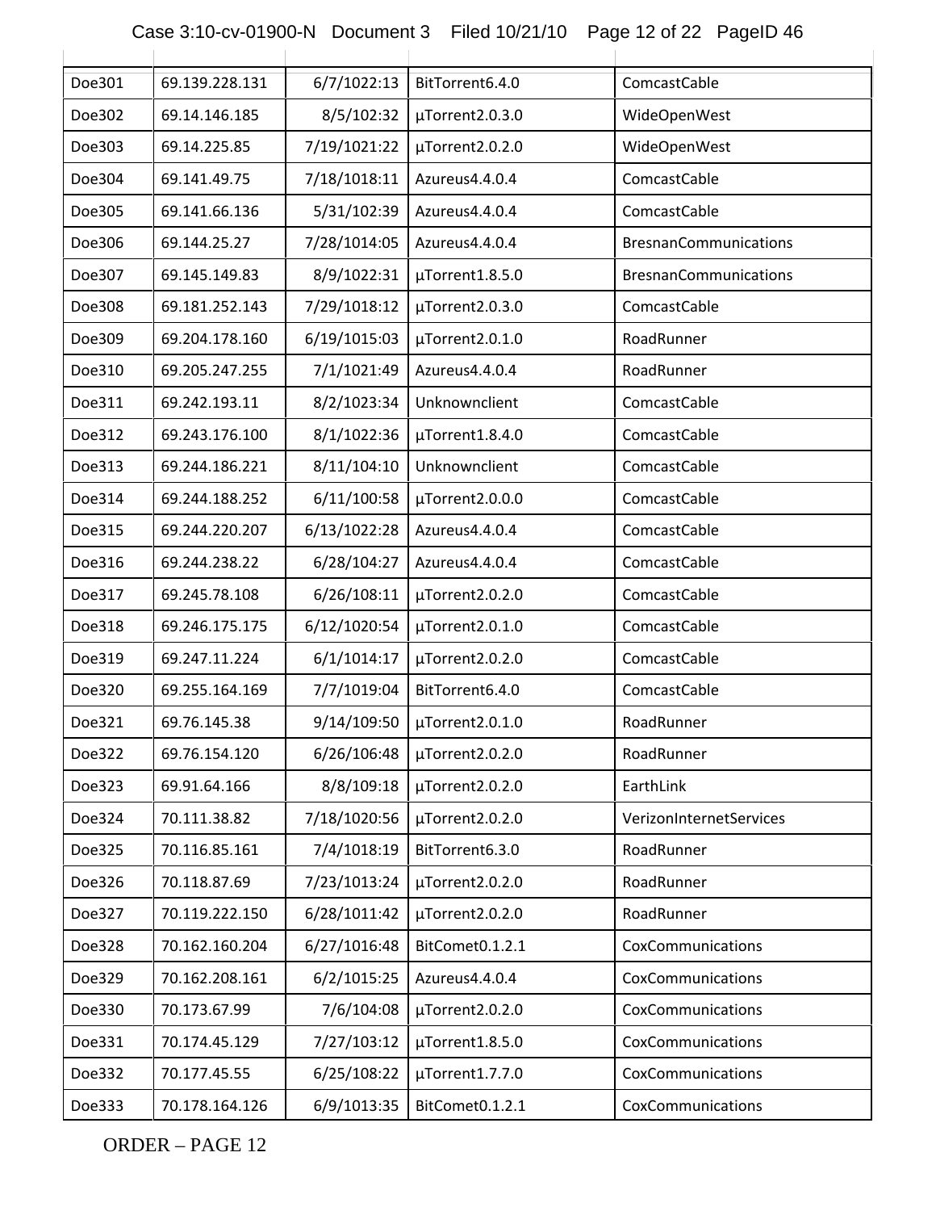| | | | | |
|---|---|---|---|---|
| Doe301 | 69.139.228.131 | 6/7/1022:13 | BitTorrent6.4.0 | ComcastCable |
| Doe302 | 69.14.146.185 | 8/5/102:32 | µTorrent2.0.3.0 | WideOpenWest |
| Doe303 | 69.14.225.85 | 7/19/1021:22 | µTorrent2.0.2.0 | WideOpenWest |
| Doe304 | 69.141.49.75 | 7/18/1018:11 | Azureus4.4.0.4 | ComcastCable |
| Doe305 | 69.141.66.136 | 5/31/102:39 | Azureus4.4.0.4 | ComcastCable |
| Doe306 | 69.144.25.27 | 7/28/1014:05 | Azureus4.4.0.4 | BresnanCommunications |
| Doe307 | 69.145.149.83 | 8/9/1022:31 | µTorrent1.8.5.0 | BresnanCommunications |
| Doe308 | 69.181.252.143 | 7/29/1018:12 | µTorrent2.0.3.0 | ComcastCable |
| Doe309 | 69.204.178.160 | 6/19/1015:03 | µTorrent2.0.1.0 | RoadRunner |
| Doe310 | 69.205.247.255 | 7/1/1021:49 | Azureus4.4.0.4 | RoadRunner |
| Doe311 | 69.242.193.11 | 8/2/1023:34 | Unknownclient | ComcastCable |
| Doe312 | 69.243.176.100 | 8/1/1022:36 | µTorrent1.8.4.0 | ComcastCable |
| Doe313 | 69.244.186.221 | 8/11/104:10 | Unknownclient | ComcastCable |
| Doe314 | 69.244.188.252 | 6/11/100:58 | µTorrent2.0.0.0 | ComcastCable |
| Doe315 | 69.244.220.207 | 6/13/1022:28 | Azureus4.4.0.4 | ComcastCable |
| Doe316 | 69.244.238.22 | 6/28/104:27 | Azureus4.4.0.4 | ComcastCable |
| Doe317 | 69.245.78.108 | 6/26/108:11 | µTorrent2.0.2.0 | ComcastCable |
| Doe318 | 69.246.175.175 | 6/12/1020:54 | µTorrent2.0.1.0 | ComcastCable |
| Doe319 | 69.247.11.224 | 6/1/1014:17 | µTorrent2.0.2.0 | ComcastCable |
| Doe320 | 69.255.164.169 | 7/7/1019:04 | BitTorrent6.4.0 | ComcastCable |
| Doe321 | 69.76.145.38 | 9/14/109:50 | µTorrent2.0.1.0 | RoadRunner |
| Doe322 | 69.76.154.120 | 6/26/106:48 | µTorrent2.0.2.0 | RoadRunner |
| Doe323 | 69.91.64.166 | 8/8/109:18 | µTorrent2.0.2.0 | EarthLink |
| Doe324 | 70.111.38.82 | 7/18/1020:56 | µTorrent2.0.2.0 | VerizonInternetServices |
| Doe325 | 70.116.85.161 | 7/4/1018:19 | BitTorrent6.3.0 | RoadRunner |
| Doe326 | 70.118.87.69 | 7/23/1013:24 | µTorrent2.0.2.0 | RoadRunner |
| Doe327 | 70.119.222.150 | 6/28/1011:42 | µTorrent2.0.2.0 | RoadRunner |
| Doe328 | 70.162.160.204 | 6/27/1016:48 | BitComet0.1.2.1 | CoxCommunications |
| Doe329 | 70.162.208.161 | 6/2/1015:25 | Azureus4.4.0.4 | CoxCommunications |
| Doe330 | 70.173.67.99 | 7/6/104:08 | µTorrent2.0.2.0 | CoxCommunications |
| Doe331 | 70.174.45.129 | 7/27/103:12 | µTorrent1.8.5.0 | CoxCommunications |
| Doe332 | 70.177.45.55 | 6/25/108:22 | µTorrent1.7.7.0 | CoxCommunications |
| Doe333 | 70.178.164.126 | 6/9/1013:35 | BitComet0.1.2.1 | CoxCommunications |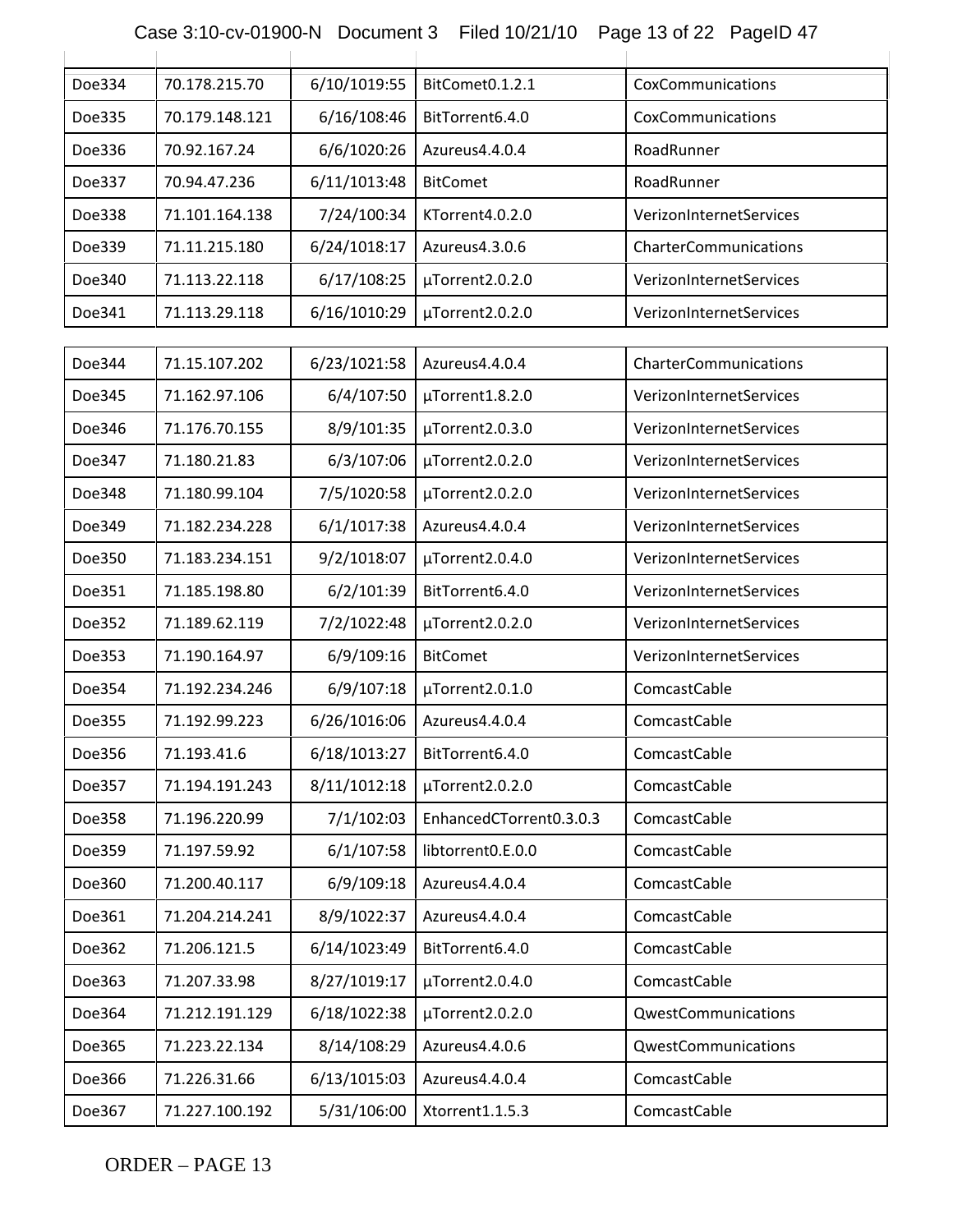| | | | | |
|---|---|---|---|---|
| Doe334 | 70.178.215.70 | 6/10/1019:55 | BitComet0.1.2.1 | CoxCommunications |
| Doe335 | 70.179.148.121 | 6/16/108:46 | BitTorrent6.4.0 | CoxCommunications |
| Doe336 | 70.92.167.24 | 6/6/1020:26 | Azureus4.4.0.4 | RoadRunner |
| Doe337 | 70.94.47.236 | 6/11/1013:48 | BitComet | RoadRunner |
| Doe338 | 71.101.164.138 | 7/24/100:34 | KTorrent4.0.2.0 | VerizonInternetServices |
| Doe339 | 71.11.215.180 | 6/24/1018:17 | Azureus4.3.0.6 | CharterCommunications |
| Doe340 | 71.113.22.118 | 6/17/108:25 | µTorrent2.0.2.0 | VerizonInternetServices |
| Doe341 | 71.113.29.118 | 6/16/1010:29 | µTorrent2.0.2.0 | VerizonInternetServices |
| Doe344 | 71.15.107.202 | 6/23/1021:58 | Azureus4.4.0.4 | CharterCommunications |
| Doe345 | 71.162.97.106 | 6/4/107:50 | µTorrent1.8.2.0 | VerizonInternetServices |
| Doe346 | 71.176.70.155 | 8/9/101:35 | µTorrent2.0.3.0 | VerizonInternetServices |
| Doe347 | 71.180.21.83 | 6/3/107:06 | µTorrent2.0.2.0 | VerizonInternetServices |
| Doe348 | 71.180.99.104 | 7/5/1020:58 | µTorrent2.0.2.0 | VerizonInternetServices |
| Doe349 | 71.182.234.228 | 6/1/1017:38 | Azureus4.4.0.4 | VerizonInternetServices |
| Doe350 | 71.183.234.151 | 9/2/1018:07 | µTorrent2.0.4.0 | VerizonInternetServices |
| Doe351 | 71.185.198.80 | 6/2/101:39 | BitTorrent6.4.0 | VerizonInternetServices |
| Doe352 | 71.189.62.119 | 7/2/1022:48 | µTorrent2.0.2.0 | VerizonInternetServices |
| Doe353 | 71.190.164.97 | 6/9/109:16 | BitComet | VerizonInternetServices |
| Doe354 | 71.192.234.246 | 6/9/107:18 | µTorrent2.0.1.0 | ComcastCable |
| Doe355 | 71.192.99.223 | 6/26/1016:06 | Azureus4.4.0.4 | ComcastCable |
| Doe356 | 71.193.41.6 | 6/18/1013:27 | BitTorrent6.4.0 | ComcastCable |
| Doe357 | 71.194.191.243 | 8/11/1012:18 | µTorrent2.0.2.0 | ComcastCable |
| Doe358 | 71.196.220.99 | 7/1/102:03 | EnhancedCTorrent0.3.0.3 | ComcastCable |
| Doe359 | 71.197.59.92 | 6/1/107:58 | libtorrent0.E.0.0 | ComcastCable |
| Doe360 | 71.200.40.117 | 6/9/109:18 | Azureus4.4.0.4 | ComcastCable |
| Doe361 | 71.204.214.241 | 8/9/1022:37 | Azureus4.4.0.4 | ComcastCable |
| Doe362 | 71.206.121.5 | 6/14/1023:49 | BitTorrent6.4.0 | ComcastCable |
| Doe363 | 71.207.33.98 | 8/27/1019:17 | µTorrent2.0.4.0 | ComcastCable |
| Doe364 | 71.212.191.129 | 6/18/1022:38 | µTorrent2.0.2.0 | QwestCommunications |
| Doe365 | 71.223.22.134 | 8/14/108:29 | Azureus4.4.0.6 | QwestCommunications |
| Doe366 | 71.226.31.66 | 6/13/1015:03 | Azureus4.4.0.4 | ComcastCable |
| Doe367 | 71.227.100.192 | 5/31/106:00 | Xtorrent1.1.5.3 | ComcastCable |

ORDER – PAGE 13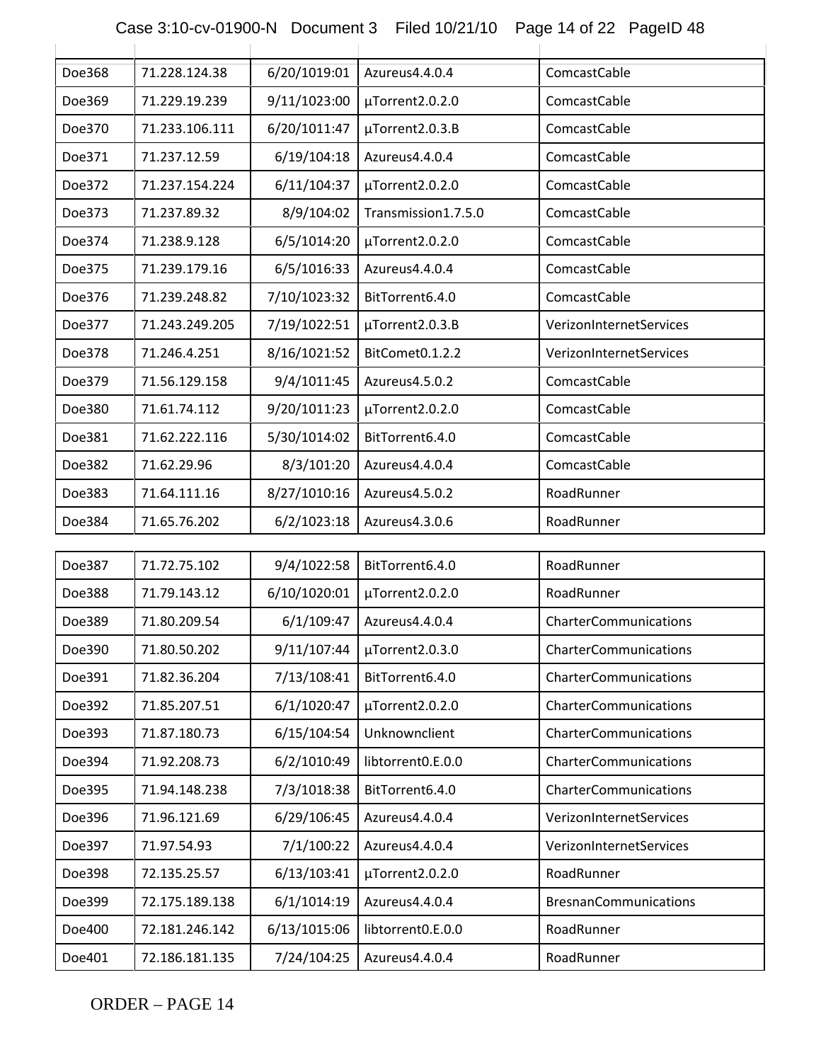| | | | | |
|---|---|---|---|---|
| Doe368 | 71.228.124.38 | 6/20/1019:01 | Azureus4.4.0.4 | ComcastCable |
| Doe369 | 71.229.19.239 | 9/11/1023:00 | µTorrent2.0.2.0 | ComcastCable |
| Doe370 | 71.233.106.111 | 6/20/1011:47 | µTorrent2.0.3.B | ComcastCable |
| Doe371 | 71.237.12.59 | 6/19/104:18 | Azureus4.4.0.4 | ComcastCable |
| Doe372 | 71.237.154.224 | 6/11/104:37 | µTorrent2.0.2.0 | ComcastCable |
| Doe373 | 71.237.89.32 | 8/9/104:02 | Transmission1.7.5.0 | ComcastCable |
| Doe374 | 71.238.9.128 | 6/5/1014:20 | µTorrent2.0.2.0 | ComcastCable |
| Doe375 | 71.239.179.16 | 6/5/1016:33 | Azureus4.4.0.4 | ComcastCable |
| Doe376 | 71.239.248.82 | 7/10/1023:32 | BitTorrent6.4.0 | ComcastCable |
| Doe377 | 71.243.249.205 | 7/19/1022:51 | µTorrent2.0.3.B | VerizonInternetServices |
| Doe378 | 71.246.4.251 | 8/16/1021:52 | BitComet0.1.2.2 | VerizonInternetServices |
| Doe379 | 71.56.129.158 | 9/4/1011:45 | Azureus4.5.0.2 | ComcastCable |
| Doe380 | 71.61.74.112 | 9/20/1011:23 | µTorrent2.0.2.0 | ComcastCable |
| Doe381 | 71.62.222.116 | 5/30/1014:02 | BitTorrent6.4.0 | ComcastCable |
| Doe382 | 71.62.29.96 | 8/3/101:20 | Azureus4.4.0.4 | ComcastCable |
| Doe383 | 71.64.111.16 | 8/27/1010:16 | Azureus4.5.0.2 | RoadRunner |
| Doe384 | 71.65.76.202 | 6/2/1023:18 | Azureus4.3.0.6 | RoadRunner |
| Doe387 | 71.72.75.102 | 9/4/1022:58 | BitTorrent6.4.0 | RoadRunner |
| Doe388 | 71.79.143.12 | 6/10/1020:01 | µTorrent2.0.2.0 | RoadRunner |
| Doe389 | 71.80.209.54 | 6/1/109:47 | Azureus4.4.0.4 | CharterCommunications |
| Doe390 | 71.80.50.202 | 9/11/107:44 | µTorrent2.0.3.0 | CharterCommunications |
| Doe391 | 71.82.36.204 | 7/13/108:41 | BitTorrent6.4.0 | CharterCommunications |
| Doe392 | 71.85.207.51 | 6/1/1020:47 | µTorrent2.0.2.0 | CharterCommunications |
| Doe393 | 71.87.180.73 | 6/15/104:54 | Unknownclient | CharterCommunications |
| Doe394 | 71.92.208.73 | 6/2/1010:49 | libtorrent0.E.0.0 | CharterCommunications |
| Doe395 | 71.94.148.238 | 7/3/1018:38 | BitTorrent6.4.0 | CharterCommunications |
| Doe396 | 71.96.121.69 | 6/29/106:45 | Azureus4.4.0.4 | VerizonInternetServices |
| Doe397 | 71.97.54.93 | 7/1/100:22 | Azureus4.4.0.4 | VerizonInternetServices |
| Doe398 | 72.135.25.57 | 6/13/103:41 | µTorrent2.0.2.0 | RoadRunner |
| Doe399 | 72.175.189.138 | 6/1/1014:19 | Azureus4.4.0.4 | BresnanCommunications |
| Doe400 | 72.181.246.142 | 6/13/1015:06 | libtorrent0.E.0.0 | RoadRunner |
| Doe401 | 72.186.181.135 | 7/24/104:25 | Azureus4.4.0.4 | RoadRunner |

ORDER – PAGE 14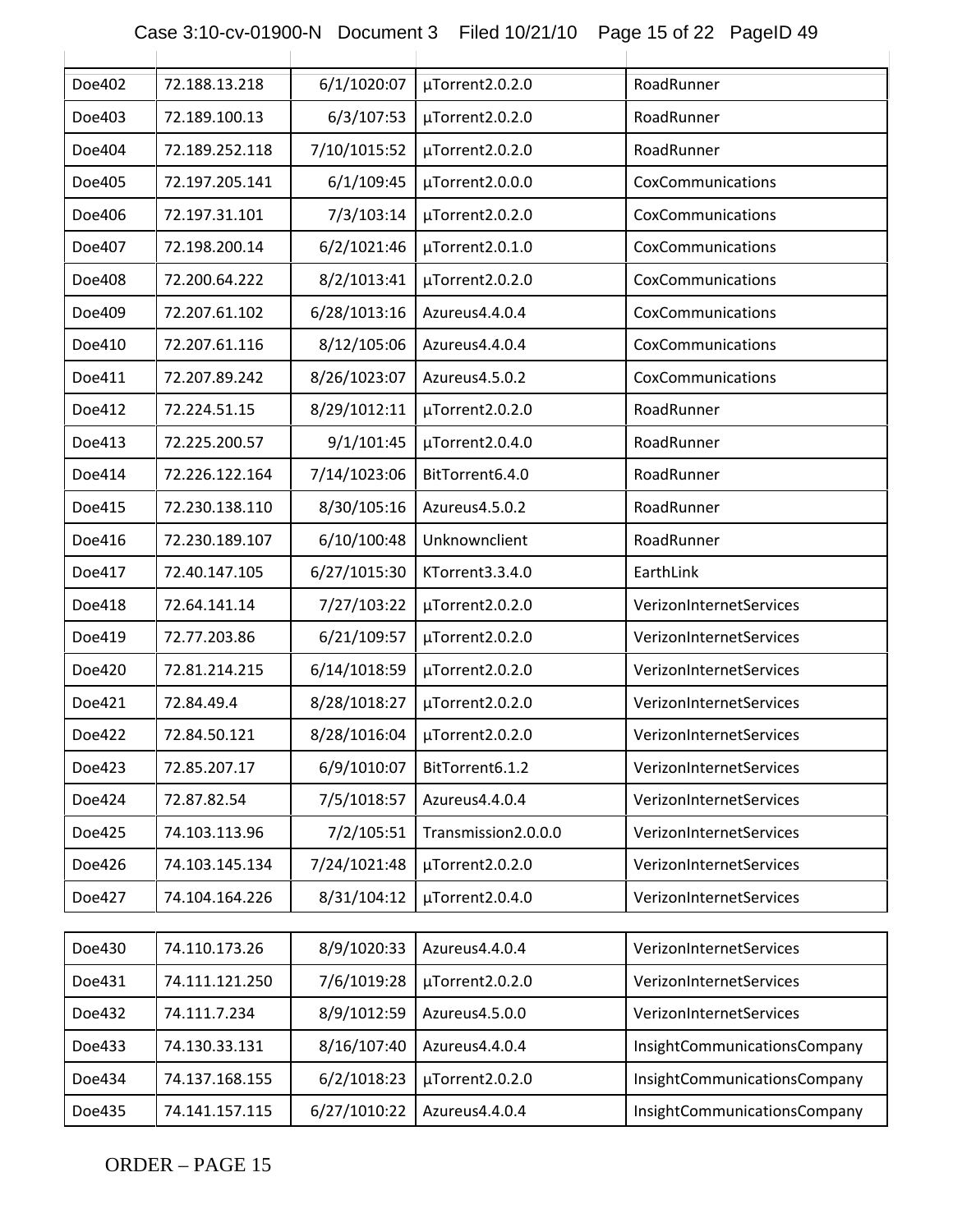| | | | | |
|---|---|---|---|---|
| Doe402 | 72.188.13.218 | 6/1/1020:07 | µTorrent2.0.2.0 | RoadRunner |
| Doe403 | 72.189.100.13 | 6/3/107:53 | µTorrent2.0.2.0 | RoadRunner |
| Doe404 | 72.189.252.118 | 7/10/1015:52 | µTorrent2.0.2.0 | RoadRunner |
| Doe405 | 72.197.205.141 | 6/1/109:45 | µTorrent2.0.0.0 | CoxCommunications |
| Doe406 | 72.197.31.101 | 7/3/103:14 | µTorrent2.0.2.0 | CoxCommunications |
| Doe407 | 72.198.200.14 | 6/2/1021:46 | µTorrent2.0.1.0 | CoxCommunications |
| Doe408 | 72.200.64.222 | 8/2/1013:41 | µTorrent2.0.2.0 | CoxCommunications |
| Doe409 | 72.207.61.102 | 6/28/1013:16 | Azureus4.4.0.4 | CoxCommunications |
| Doe410 | 72.207.61.116 | 8/12/105:06 | Azureus4.4.0.4 | CoxCommunications |
| Doe411 | 72.207.89.242 | 8/26/1023:07 | Azureus4.5.0.2 | CoxCommunications |
| Doe412 | 72.224.51.15 | 8/29/1012:11 | µTorrent2.0.2.0 | RoadRunner |
| Doe413 | 72.225.200.57 | 9/1/101:45 | µTorrent2.0.4.0 | RoadRunner |
| Doe414 | 72.226.122.164 | 7/14/1023:06 | BitTorrent6.4.0 | RoadRunner |
| Doe415 | 72.230.138.110 | 8/30/105:16 | Azureus4.5.0.2 | RoadRunner |
| Doe416 | 72.230.189.107 | 6/10/100:48 | Unknownclient | RoadRunner |
| Doe417 | 72.40.147.105 | 6/27/1015:30 | KTorrent3.3.4.0 | EarthLink |
| Doe418 | 72.64.141.14 | 7/27/103:22 | µTorrent2.0.2.0 | VerizonInternetServices |
| Doe419 | 72.77.203.86 | 6/21/109:57 | µTorrent2.0.2.0 | VerizonInternetServices |
| Doe420 | 72.81.214.215 | 6/14/1018:59 | µTorrent2.0.2.0 | VerizonInternetServices |
| Doe421 | 72.84.49.4 | 8/28/1018:27 | µTorrent2.0.2.0 | VerizonInternetServices |
| Doe422 | 72.84.50.121 | 8/28/1016:04 | µTorrent2.0.2.0 | VerizonInternetServices |
| Doe423 | 72.85.207.17 | 6/9/1010:07 | BitTorrent6.1.2 | VerizonInternetServices |
| Doe424 | 72.87.82.54 | 7/5/1018:57 | Azureus4.4.0.4 | VerizonInternetServices |
| Doe425 | 74.103.113.96 | 7/2/105:51 | Transmission2.0.0.0 | VerizonInternetServices |
| Doe426 | 74.103.145.134 | 7/24/1021:48 | µTorrent2.0.2.0 | VerizonInternetServices |
| Doe427 | 74.104.164.226 | 8/31/104:12 | µTorrent2.0.4.0 | VerizonInternetServices |
| Doe430 | 74.110.173.26 | 8/9/1020:33 | Azureus4.4.0.4 | VerizonInternetServices |
| Doe431 | 74.111.121.250 | 7/6/1019:28 | µTorrent2.0.2.0 | VerizonInternetServices |
| Doe432 | 74.111.7.234 | 8/9/1012:59 | Azureus4.5.0.0 | VerizonInternetServices |
| Doe433 | 74.130.33.131 | 8/16/107:40 | Azureus4.4.0.4 | InsightCommunicationsCompany |
| Doe434 | 74.137.168.155 | 6/2/1018:23 | µTorrent2.0.2.0 | InsightCommunicationsCompany |
| Doe435 | 74.141.157.115 | 6/27/1010:22 | Azureus4.4.0.4 | InsightCommunicationsCompany |

ORDER – PAGE 15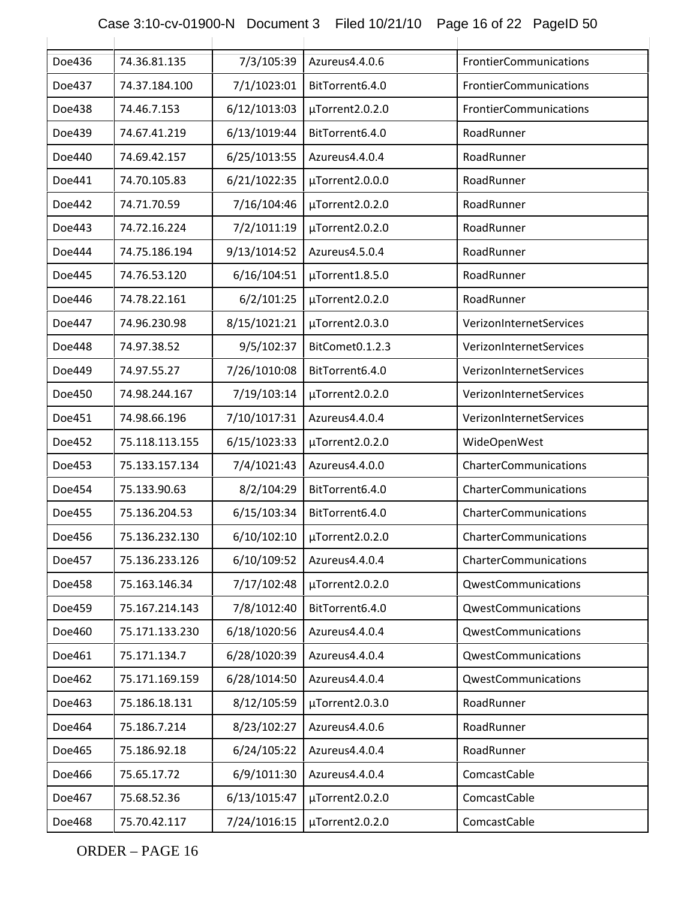| Doe436 | 74.36.81.135 | 7/3/105:39 | Azureus4.4.0.6 | FrontierCommunications |
|---|---|---|---|---|
| Doe437 | 74.37.184.100 | 7/1/1023:01 | BitTorrent6.4.0 | FrontierCommunications |
| Doe438 | 74.46.7.153 | 6/12/1013:03 | µTorrent2.0.2.0 | FrontierCommunications |
| Doe439 | 74.67.41.219 | 6/13/1019:44 | BitTorrent6.4.0 | RoadRunner |
| Doe440 | 74.69.42.157 | 6/25/1013:55 | Azureus4.4.0.4 | RoadRunner |
| Doe441 | 74.70.105.83 | 6/21/1022:35 | µTorrent2.0.0.0 | RoadRunner |
| Doe442 | 74.71.70.59 | 7/16/104:46 | µTorrent2.0.2.0 | RoadRunner |
| Doe443 | 74.72.16.224 | 7/2/1011:19 | µTorrent2.0.2.0 | RoadRunner |
| Doe444 | 74.75.186.194 | 9/13/1014:52 | Azureus4.5.0.4 | RoadRunner |
| Doe445 | 74.76.53.120 | 6/16/104:51 | µTorrent1.8.5.0 | RoadRunner |
| Doe446 | 74.78.22.161 | 6/2/101:25 | µTorrent2.0.2.0 | RoadRunner |
| Doe447 | 74.96.230.98 | 8/15/1021:21 | µTorrent2.0.3.0 | VerizonInternetServices |
| Doe448 | 74.97.38.52 | 9/5/102:37 | BitComet0.1.2.3 | VerizonInternetServices |
| Doe449 | 74.97.55.27 | 7/26/1010:08 | BitTorrent6.4.0 | VerizonInternetServices |
| Doe450 | 74.98.244.167 | 7/19/103:14 | µTorrent2.0.2.0 | VerizonInternetServices |
| Doe451 | 74.98.66.196 | 7/10/1017:31 | Azureus4.4.0.4 | VerizonInternetServices |
| Doe452 | 75.118.113.155 | 6/15/1023:33 | µTorrent2.0.2.0 | WideOpenWest |
| Doe453 | 75.133.157.134 | 7/4/1021:43 | Azureus4.4.0.0 | CharterCommunications |
| Doe454 | 75.133.90.63 | 8/2/104:29 | BitTorrent6.4.0 | CharterCommunications |
| Doe455 | 75.136.204.53 | 6/15/103:34 | BitTorrent6.4.0 | CharterCommunications |
| Doe456 | 75.136.232.130 | 6/10/102:10 | µTorrent2.0.2.0 | CharterCommunications |
| Doe457 | 75.136.233.126 | 6/10/109:52 | Azureus4.4.0.4 | CharterCommunications |
| Doe458 | 75.163.146.34 | 7/17/102:48 | µTorrent2.0.2.0 | QwestCommunications |
| Doe459 | 75.167.214.143 | 7/8/1012:40 | BitTorrent6.4.0 | QwestCommunications |
| Doe460 | 75.171.133.230 | 6/18/1020:56 | Azureus4.4.0.4 | QwestCommunications |
| Doe461 | 75.171.134.7 | 6/28/1020:39 | Azureus4.4.0.4 | QwestCommunications |
| Doe462 | 75.171.169.159 | 6/28/1014:50 | Azureus4.4.0.4 | QwestCommunications |
| Doe463 | 75.186.18.131 | 8/12/105:59 | µTorrent2.0.3.0 | RoadRunner |
| Doe464 | 75.186.7.214 | 8/23/102:27 | Azureus4.4.0.6 | RoadRunner |
| Doe465 | 75.186.92.18 | 6/24/105:22 | Azureus4.4.0.4 | RoadRunner |
| Doe466 | 75.65.17.72 | 6/9/1011:30 | Azureus4.4.0.4 | ComcastCable |
| Doe467 | 75.68.52.36 | 6/13/1015:47 | µTorrent2.0.2.0 | ComcastCable |
| Doe468 | 75.70.42.117 | 7/24/1016:15 | µTorrent2.0.2.0 | ComcastCable |

ORDER – PAGE 16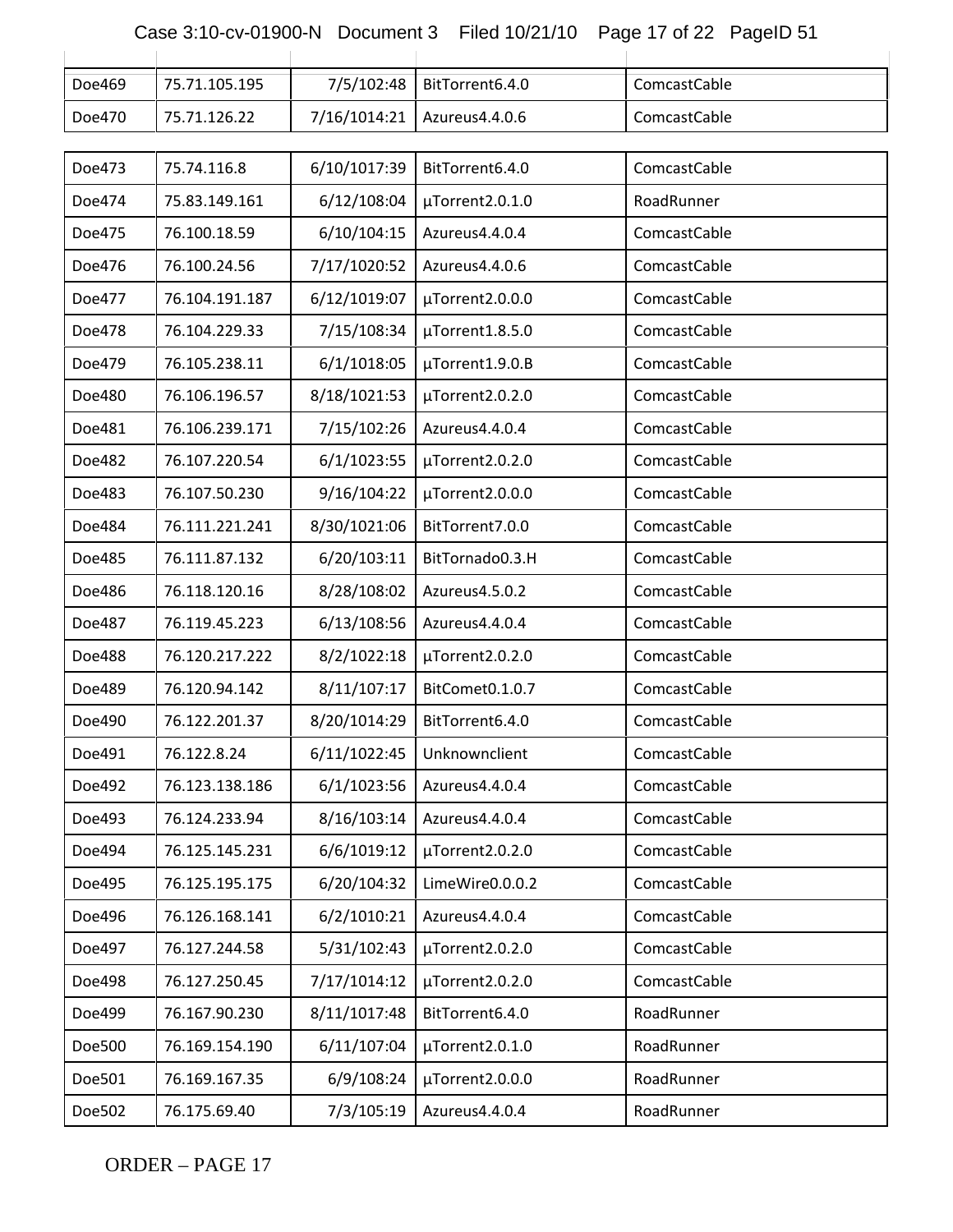| | | | | |
|---|---|---|---|---|
| Doe469 | 75.71.105.195 | 7/5/102:48 | BitTorrent6.4.0 | ComcastCable |
| Doe470 | 75.71.126.22 | 7/16/1014:21 | Azureus4.4.0.6 | ComcastCable |
| Doe473 | 75.74.116.8 | 6/10/1017:39 | BitTorrent6.4.0 | ComcastCable |
| Doe474 | 75.83.149.161 | 6/12/108:04 | µTorrent2.0.1.0 | RoadRunner |
| Doe475 | 76.100.18.59 | 6/10/104:15 | Azureus4.4.0.4 | ComcastCable |
| Doe476 | 76.100.24.56 | 7/17/1020:52 | Azureus4.4.0.6 | ComcastCable |
| Doe477 | 76.104.191.187 | 6/12/1019:07 | µTorrent2.0.0.0 | ComcastCable |
| Doe478 | 76.104.229.33 | 7/15/108:34 | µTorrent1.8.5.0 | ComcastCable |
| Doe479 | 76.105.238.11 | 6/1/1018:05 | µTorrent1.9.0.B | ComcastCable |
| Doe480 | 76.106.196.57 | 8/18/1021:53 | µTorrent2.0.2.0 | ComcastCable |
| Doe481 | 76.106.239.171 | 7/15/102:26 | Azureus4.4.0.4 | ComcastCable |
| Doe482 | 76.107.220.54 | 6/1/1023:55 | µTorrent2.0.2.0 | ComcastCable |
| Doe483 | 76.107.50.230 | 9/16/104:22 | µTorrent2.0.0.0 | ComcastCable |
| Doe484 | 76.111.221.241 | 8/30/1021:06 | BitTorrent7.0.0 | ComcastCable |
| Doe485 | 76.111.87.132 | 6/20/103:11 | BitTornado0.3.H | ComcastCable |
| Doe486 | 76.118.120.16 | 8/28/108:02 | Azureus4.5.0.2 | ComcastCable |
| Doe487 | 76.119.45.223 | 6/13/108:56 | Azureus4.4.0.4 | ComcastCable |
| Doe488 | 76.120.217.222 | 8/2/1022:18 | µTorrent2.0.2.0 | ComcastCable |
| Doe489 | 76.120.94.142 | 8/11/107:17 | BitComet0.1.0.7 | ComcastCable |
| Doe490 | 76.122.201.37 | 8/20/1014:29 | BitTorrent6.4.0 | ComcastCable |
| Doe491 | 76.122.8.24 | 6/11/1022:45 | Unknownclient | ComcastCable |
| Doe492 | 76.123.138.186 | 6/1/1023:56 | Azureus4.4.0.4 | ComcastCable |
| Doe493 | 76.124.233.94 | 8/16/103:14 | Azureus4.4.0.4 | ComcastCable |
| Doe494 | 76.125.145.231 | 6/6/1019:12 | µTorrent2.0.2.0 | ComcastCable |
| Doe495 | 76.125.195.175 | 6/20/104:32 | LimeWire0.0.0.2 | ComcastCable |
| Doe496 | 76.126.168.141 | 6/2/1010:21 | Azureus4.4.0.4 | ComcastCable |
| Doe497 | 76.127.244.58 | 5/31/102:43 | µTorrent2.0.2.0 | ComcastCable |
| Doe498 | 76.127.250.45 | 7/17/1014:12 | µTorrent2.0.2.0 | ComcastCable |
| Doe499 | 76.167.90.230 | 8/11/1017:48 | BitTorrent6.4.0 | RoadRunner |
| Doe500 | 76.169.154.190 | 6/11/107:04 | µTorrent2.0.1.0 | RoadRunner |
| Doe501 | 76.169.167.35 | 6/9/108:24 | µTorrent2.0.0.0 | RoadRunner |
| Doe502 | 76.175.69.40 | 7/3/105:19 | Azureus4.4.0.4 | RoadRunner |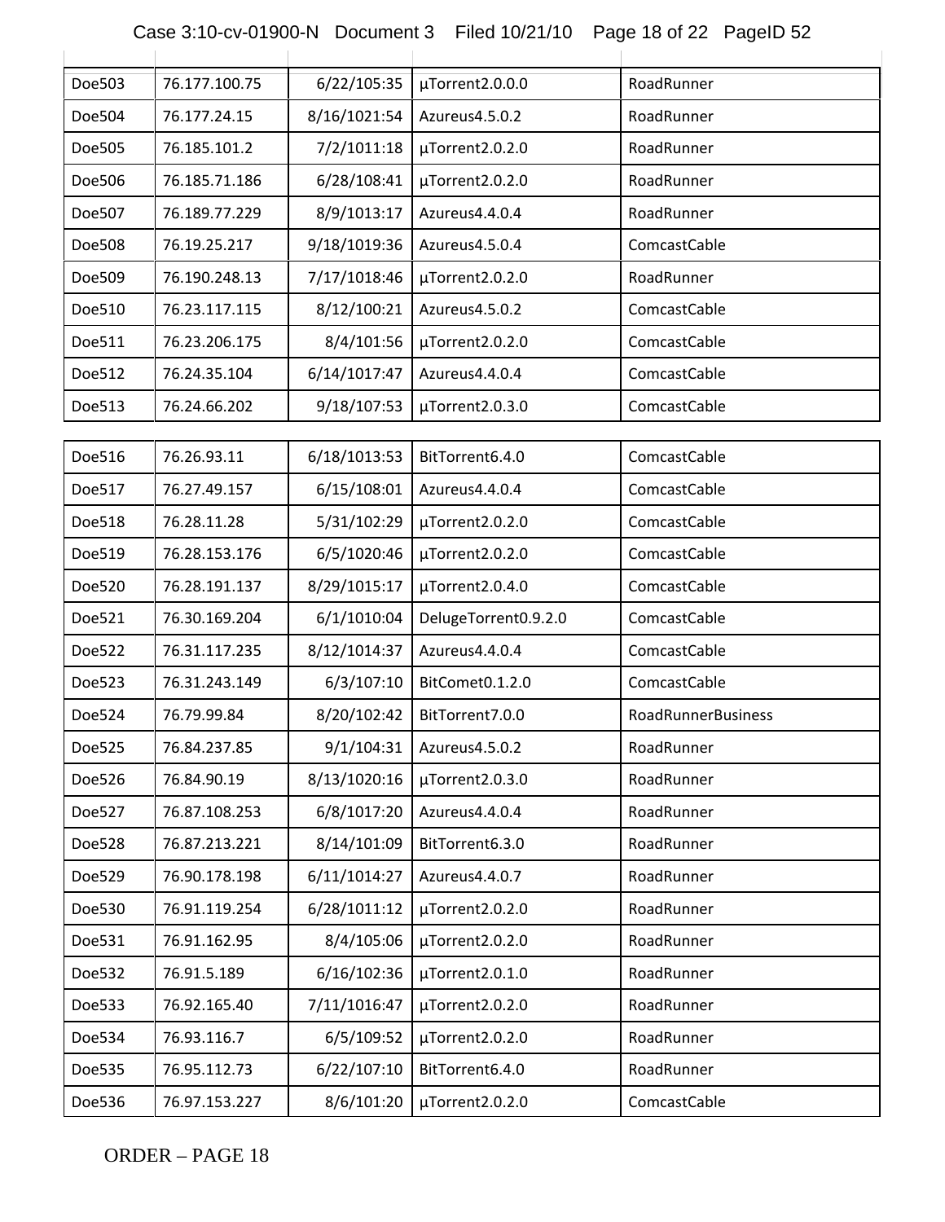| | | | | |
|---|---|---|---|---|
| Doe503 | 76.177.100.75 | 6/22/105:35 | µTorrent2.0.0.0 | RoadRunner |
| Doe504 | 76.177.24.15 | 8/16/1021:54 | Azureus4.5.0.2 | RoadRunner |
| Doe505 | 76.185.101.2 | 7/2/1011:18 | µTorrent2.0.2.0 | RoadRunner |
| Doe506 | 76.185.71.186 | 6/28/108:41 | µTorrent2.0.2.0 | RoadRunner |
| Doe507 | 76.189.77.229 | 8/9/1013:17 | Azureus4.4.0.4 | RoadRunner |
| Doe508 | 76.19.25.217 | 9/18/1019:36 | Azureus4.5.0.4 | ComcastCable |
| Doe509 | 76.190.248.13 | 7/17/1018:46 | µTorrent2.0.2.0 | RoadRunner |
| Doe510 | 76.23.117.115 | 8/12/100:21 | Azureus4.5.0.2 | ComcastCable |
| Doe511 | 76.23.206.175 | 8/4/101:56 | µTorrent2.0.2.0 | ComcastCable |
| Doe512 | 76.24.35.104 | 6/14/1017:47 | Azureus4.4.0.4 | ComcastCable |
| Doe513 | 76.24.66.202 | 9/18/107:53 | µTorrent2.0.3.0 | ComcastCable |
| Doe516 | 76.26.93.11 | 6/18/1013:53 | BitTorrent6.4.0 | ComcastCable |
| Doe517 | 76.27.49.157 | 6/15/108:01 | Azureus4.4.0.4 | ComcastCable |
| Doe518 | 76.28.11.28 | 5/31/102:29 | µTorrent2.0.2.0 | ComcastCable |
| Doe519 | 76.28.153.176 | 6/5/1020:46 | µTorrent2.0.2.0 | ComcastCable |
| Doe520 | 76.28.191.137 | 8/29/1015:17 | µTorrent2.0.4.0 | ComcastCable |
| Doe521 | 76.30.169.204 | 6/1/1010:04 | DelugeTorrent0.9.2.0 | ComcastCable |
| Doe522 | 76.31.117.235 | 8/12/1014:37 | Azureus4.4.0.4 | ComcastCable |
| Doe523 | 76.31.243.149 | 6/3/107:10 | BitComet0.1.2.0 | ComcastCable |
| Doe524 | 76.79.99.84 | 8/20/102:42 | BitTorrent7.0.0 | RoadRunnerBusiness |
| Doe525 | 76.84.237.85 | 9/1/104:31 | Azureus4.5.0.2 | RoadRunner |
| Doe526 | 76.84.90.19 | 8/13/1020:16 | µTorrent2.0.3.0 | RoadRunner |
| Doe527 | 76.87.108.253 | 6/8/1017:20 | Azureus4.4.0.4 | RoadRunner |
| Doe528 | 76.87.213.221 | 8/14/101:09 | BitTorrent6.3.0 | RoadRunner |
| Doe529 | 76.90.178.198 | 6/11/1014:27 | Azureus4.4.0.7 | RoadRunner |
| Doe530 | 76.91.119.254 | 6/28/1011:12 | µTorrent2.0.2.0 | RoadRunner |
| Doe531 | 76.91.162.95 | 8/4/105:06 | µTorrent2.0.2.0 | RoadRunner |
| Doe532 | 76.91.5.189 | 6/16/102:36 | µTorrent2.0.1.0 | RoadRunner |
| Doe533 | 76.92.165.40 | 7/11/1016:47 | µTorrent2.0.2.0 | RoadRunner |
| Doe534 | 76.93.116.7 | 6/5/109:52 | µTorrent2.0.2.0 | RoadRunner |
| Doe535 | 76.95.112.73 | 6/22/107:10 | BitTorrent6.4.0 | RoadRunner |
| Doe536 | 76.97.153.227 | 8/6/101:20 | µTorrent2.0.2.0 | ComcastCable |

ORDER – PAGE 18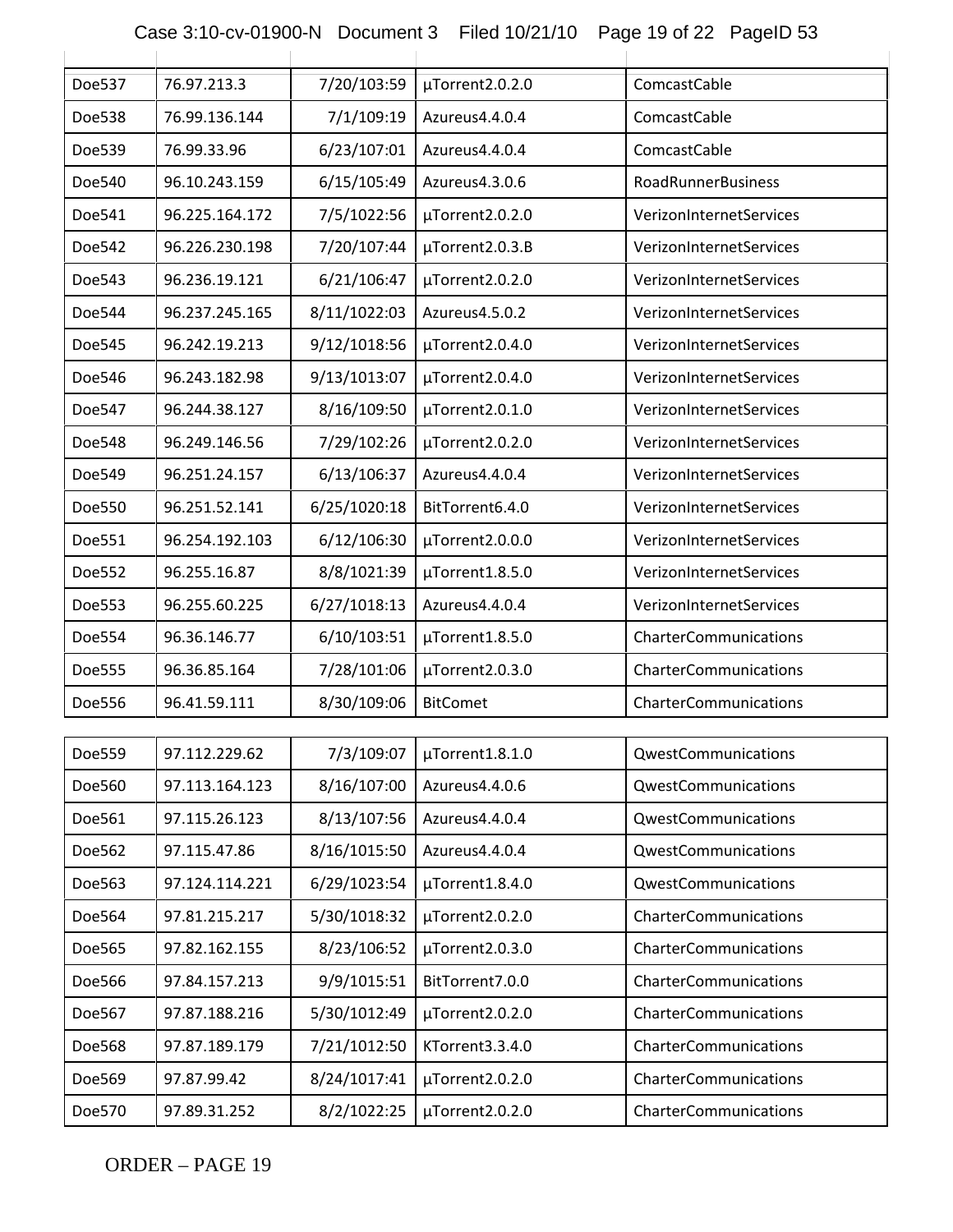| | | | | |
|---|---|---|---|---|
| Doe537 | 76.97.213.3 | 7/20/103:59 | µTorrent2.0.2.0 | ComcastCable |
| Doe538 | 76.99.136.144 | 7/1/109:19 | Azureus4.4.0.4 | ComcastCable |
| Doe539 | 76.99.33.96 | 6/23/107:01 | Azureus4.4.0.4 | ComcastCable |
| Doe540 | 96.10.243.159 | 6/15/105:49 | Azureus4.3.0.6 | RoadRunnerBusiness |
| Doe541 | 96.225.164.172 | 7/5/1022:56 | µTorrent2.0.2.0 | VerizonInternetServices |
| Doe542 | 96.226.230.198 | 7/20/107:44 | µTorrent2.0.3.B | VerizonInternetServices |
| Doe543 | 96.236.19.121 | 6/21/106:47 | µTorrent2.0.2.0 | VerizonInternetServices |
| Doe544 | 96.237.245.165 | 8/11/1022:03 | Azureus4.5.0.2 | VerizonInternetServices |
| Doe545 | 96.242.19.213 | 9/12/1018:56 | µTorrent2.0.4.0 | VerizonInternetServices |
| Doe546 | 96.243.182.98 | 9/13/1013:07 | µTorrent2.0.4.0 | VerizonInternetServices |
| Doe547 | 96.244.38.127 | 8/16/109:50 | µTorrent2.0.1.0 | VerizonInternetServices |
| Doe548 | 96.249.146.56 | 7/29/102:26 | µTorrent2.0.2.0 | VerizonInternetServices |
| Doe549 | 96.251.24.157 | 6/13/106:37 | Azureus4.4.0.4 | VerizonInternetServices |
| Doe550 | 96.251.52.141 | 6/25/1020:18 | BitTorrent6.4.0 | VerizonInternetServices |
| Doe551 | 96.254.192.103 | 6/12/106:30 | µTorrent2.0.0.0 | VerizonInternetServices |
| Doe552 | 96.255.16.87 | 8/8/1021:39 | µTorrent1.8.5.0 | VerizonInternetServices |
| Doe553 | 96.255.60.225 | 6/27/1018:13 | Azureus4.4.0.4 | VerizonInternetServices |
| Doe554 | 96.36.146.77 | 6/10/103:51 | µTorrent1.8.5.0 | CharterCommunications |
| Doe555 | 96.36.85.164 | 7/28/101:06 | µTorrent2.0.3.0 | CharterCommunications |
| Doe556 | 96.41.59.111 | 8/30/109:06 | BitComet | CharterCommunications |
| Doe559 | 97.112.229.62 | 7/3/109:07 | µTorrent1.8.1.0 | QwestCommunications |
| Doe560 | 97.113.164.123 | 8/16/107:00 | Azureus4.4.0.6 | QwestCommunications |
| Doe561 | 97.115.26.123 | 8/13/107:56 | Azureus4.4.0.4 | QwestCommunications |
| Doe562 | 97.115.47.86 | 8/16/1015:50 | Azureus4.4.0.4 | QwestCommunications |
| Doe563 | 97.124.114.221 | 6/29/1023:54 | µTorrent1.8.4.0 | QwestCommunications |
| Doe564 | 97.81.215.217 | 5/30/1018:32 | µTorrent2.0.2.0 | CharterCommunications |
| Doe565 | 97.82.162.155 | 8/23/106:52 | µTorrent2.0.3.0 | CharterCommunications |
| Doe566 | 97.84.157.213 | 9/9/1015:51 | BitTorrent7.0.0 | CharterCommunications |
| Doe567 | 97.87.188.216 | 5/30/1012:49 | µTorrent2.0.2.0 | CharterCommunications |
| Doe568 | 97.87.189.179 | 7/21/1012:50 | KTorrent3.3.4.0 | CharterCommunications |
| Doe569 | 97.87.99.42 | 8/24/1017:41 | µTorrent2.0.2.0 | CharterCommunications |
| Doe570 | 97.89.31.252 | 8/2/1022:25 | µTorrent2.0.2.0 | CharterCommunications |

ORDER – PAGE 19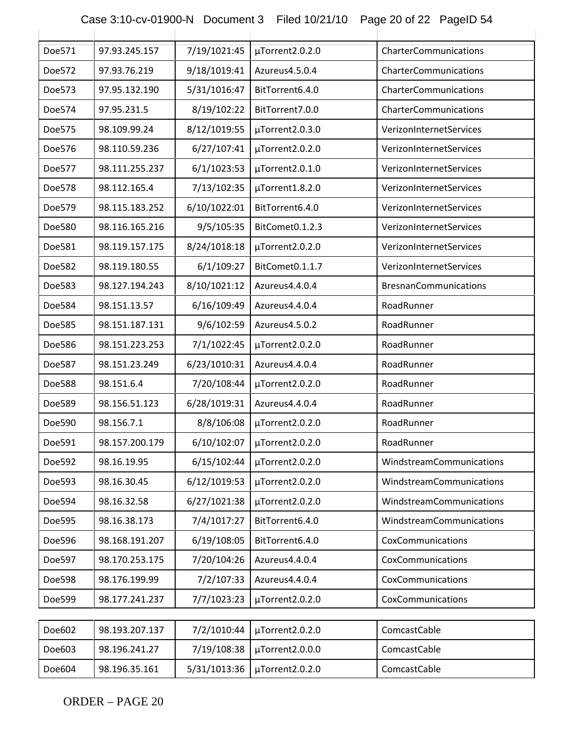| Doe571 | 97.93.245.157 | 7/19/1021:45 | µTorrent2.0.2.0 | CharterCommunications |
|---|---|---|---|---|
| Doe572 | 97.93.76.219 | 9/18/1019:41 | Azureus4.5.0.4 | CharterCommunications |
| Doe573 | 97.95.132.190 | 5/31/1016:47 | BitTorrent6.4.0 | CharterCommunications |
| Doe574 | 97.95.231.5 | 8/19/102:22 | BitTorrent7.0.0 | CharterCommunications |
| Doe575 | 98.109.99.24 | 8/12/1019:55 | µTorrent2.0.3.0 | VerizonInternetServices |
| Doe576 | 98.110.59.236 | 6/27/107:41 | µTorrent2.0.2.0 | VerizonInternetServices |
| Doe577 | 98.111.255.237 | 6/1/1023:53 | µTorrent2.0.1.0 | VerizonInternetServices |
| Doe578 | 98.112.165.4 | 7/13/102:35 | µTorrent1.8.2.0 | VerizonInternetServices |
| Doe579 | 98.115.183.252 | 6/10/1022:01 | BitTorrent6.4.0 | VerizonInternetServices |
| Doe580 | 98.116.165.216 | 9/5/105:35 | BitComet0.1.2.3 | VerizonInternetServices |
| Doe581 | 98.119.157.175 | 8/24/1018:18 | µTorrent2.0.2.0 | VerizonInternetServices |
| Doe582 | 98.119.180.55 | 6/1/109:27 | BitComet0.1.1.7 | VerizonInternetServices |
| Doe583 | 98.127.194.243 | 8/10/1021:12 | Azureus4.4.0.4 | BresnanCommunications |
| Doe584 | 98.151.13.57 | 6/16/109:49 | Azureus4.4.0.4 | RoadRunner |
| Doe585 | 98.151.187.131 | 9/6/102:59 | Azureus4.5.0.2 | RoadRunner |
| Doe586 | 98.151.223.253 | 7/1/1022:45 | µTorrent2.0.2.0 | RoadRunner |
| Doe587 | 98.151.23.249 | 6/23/1010:31 | Azureus4.4.0.4 | RoadRunner |
| Doe588 | 98.151.6.4 | 7/20/108:44 | µTorrent2.0.2.0 | RoadRunner |
| Doe589 | 98.156.51.123 | 6/28/1019:31 | Azureus4.4.0.4 | RoadRunner |
| Doe590 | 98.156.7.1 | 8/8/106:08 | µTorrent2.0.2.0 | RoadRunner |
| Doe591 | 98.157.200.179 | 6/10/102:07 | µTorrent2.0.2.0 | RoadRunner |
| Doe592 | 98.16.19.95 | 6/15/102:44 | µTorrent2.0.2.0 | WindstreamCommunications |
| Doe593 | 98.16.30.45 | 6/12/1019:53 | µTorrent2.0.2.0 | WindstreamCommunications |
| Doe594 | 98.16.32.58 | 6/27/1021:38 | µTorrent2.0.2.0 | WindstreamCommunications |
| Doe595 | 98.16.38.173 | 7/4/1017:27 | BitTorrent6.4.0 | WindstreamCommunications |
| Doe596 | 98.168.191.207 | 6/19/108:05 | BitTorrent6.4.0 | CoxCommunications |
| Doe597 | 98.170.253.175 | 7/20/104:26 | Azureus4.4.0.4 | CoxCommunications |
| Doe598 | 98.176.199.99 | 7/2/107:33 | Azureus4.4.0.4 | CoxCommunications |
| Doe599 | 98.177.241.237 | 7/7/1023:23 | µTorrent2.0.2.0 | CoxCommunications |
| Doe602 | 98.193.207.137 | 7/2/1010:44 | µTorrent2.0.2.0 | ComcastCable |
| Doe603 | 98.196.241.27 | 7/19/108:38 | µTorrent2.0.0.0 | ComcastCable |
| Doe604 | 98.196.35.161 | 5/31/1013:36 | µTorrent2.0.2.0 | ComcastCable |

ORDER – PAGE 20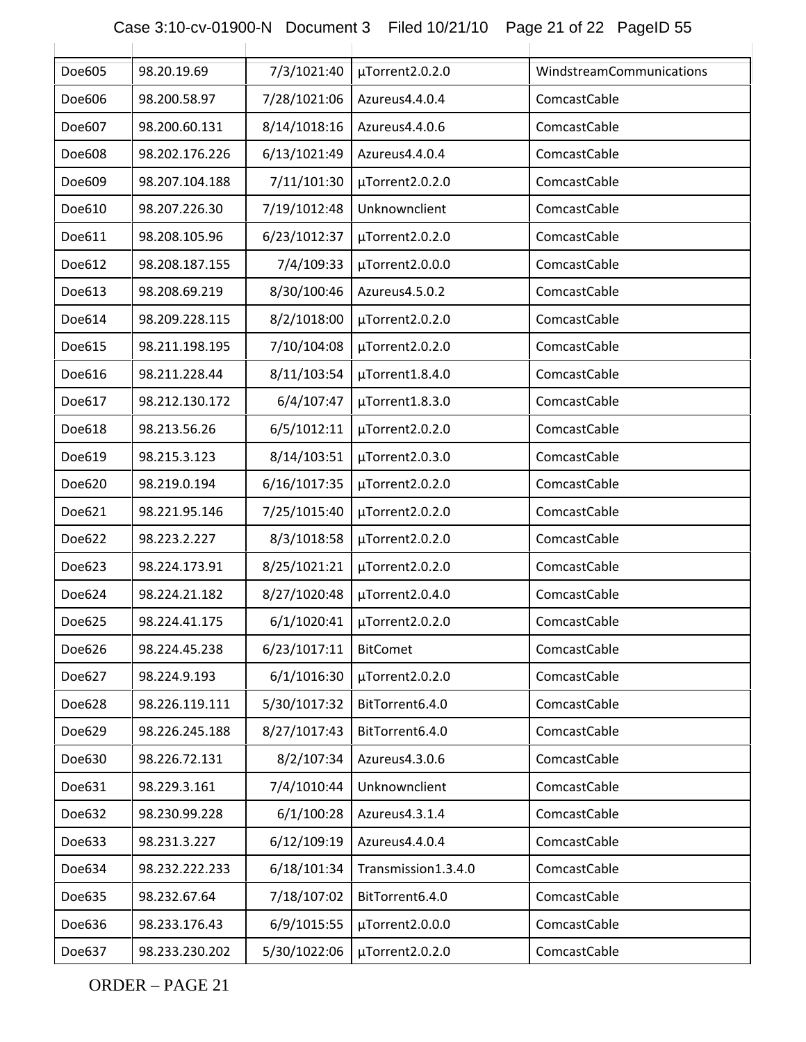| | | | | |
|---|---|---|---|---|
| Doe605 | 98.20.19.69 | 7/3/1021:40 | µTorrent2.0.2.0 | WindstreamCommunications |
| Doe606 | 98.200.58.97 | 7/28/1021:06 | Azureus4.4.0.4 | ComcastCable |
| Doe607 | 98.200.60.131 | 8/14/1018:16 | Azureus4.4.0.6 | ComcastCable |
| Doe608 | 98.202.176.226 | 6/13/1021:49 | Azureus4.4.0.4 | ComcastCable |
| Doe609 | 98.207.104.188 | 7/11/101:30 | µTorrent2.0.2.0 | ComcastCable |
| Doe610 | 98.207.226.30 | 7/19/1012:48 | Unknownclient | ComcastCable |
| Doe611 | 98.208.105.96 | 6/23/1012:37 | µTorrent2.0.2.0 | ComcastCable |
| Doe612 | 98.208.187.155 | 7/4/109:33 | µTorrent2.0.0.0 | ComcastCable |
| Doe613 | 98.208.69.219 | 8/30/100:46 | Azureus4.5.0.2 | ComcastCable |
| Doe614 | 98.209.228.115 | 8/2/1018:00 | µTorrent2.0.2.0 | ComcastCable |
| Doe615 | 98.211.198.195 | 7/10/104:08 | µTorrent2.0.2.0 | ComcastCable |
| Doe616 | 98.211.228.44 | 8/11/103:54 | µTorrent1.8.4.0 | ComcastCable |
| Doe617 | 98.212.130.172 | 6/4/107:47 | µTorrent1.8.3.0 | ComcastCable |
| Doe618 | 98.213.56.26 | 6/5/1012:11 | µTorrent2.0.2.0 | ComcastCable |
| Doe619 | 98.215.3.123 | 8/14/103:51 | µTorrent2.0.3.0 | ComcastCable |
| Doe620 | 98.219.0.194 | 6/16/1017:35 | µTorrent2.0.2.0 | ComcastCable |
| Doe621 | 98.221.95.146 | 7/25/1015:40 | µTorrent2.0.2.0 | ComcastCable |
| Doe622 | 98.223.2.227 | 8/3/1018:58 | µTorrent2.0.2.0 | ComcastCable |
| Doe623 | 98.224.173.91 | 8/25/1021:21 | µTorrent2.0.2.0 | ComcastCable |
| Doe624 | 98.224.21.182 | 8/27/1020:48 | µTorrent2.0.4.0 | ComcastCable |
| Doe625 | 98.224.41.175 | 6/1/1020:41 | µTorrent2.0.2.0 | ComcastCable |
| Doe626 | 98.224.45.238 | 6/23/1017:11 | BitComet | ComcastCable |
| Doe627 | 98.224.9.193 | 6/1/1016:30 | µTorrent2.0.2.0 | ComcastCable |
| Doe628 | 98.226.119.111 | 5/30/1017:32 | BitTorrent6.4.0 | ComcastCable |
| Doe629 | 98.226.245.188 | 8/27/1017:43 | BitTorrent6.4.0 | ComcastCable |
| Doe630 | 98.226.72.131 | 8/2/107:34 | Azureus4.3.0.6 | ComcastCable |
| Doe631 | 98.229.3.161 | 7/4/1010:44 | Unknownclient | ComcastCable |
| Doe632 | 98.230.99.228 | 6/1/100:28 | Azureus4.3.1.4 | ComcastCable |
| Doe633 | 98.231.3.227 | 6/12/109:19 | Azureus4.4.0.4 | ComcastCable |
| Doe634 | 98.232.222.233 | 6/18/101:34 | Transmission1.3.4.0 | ComcastCable |
| Doe635 | 98.232.67.64 | 7/18/107:02 | BitTorrent6.4.0 | ComcastCable |
| Doe636 | 98.233.176.43 | 6/9/1015:55 | µTorrent2.0.0.0 | ComcastCable |
| Doe637 | 98.233.230.202 | 5/30/1022:06 | µTorrent2.0.2.0 | ComcastCable |

ORDER – PAGE 21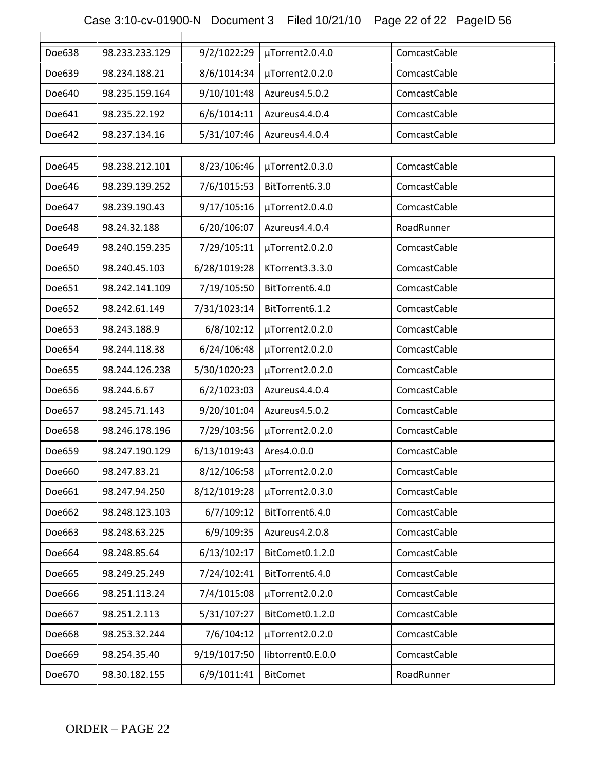| | | | | |
|---|---|---|---|---|
| Doe638 | 98.233.233.129 | 9/2/1022:29 | µTorrent2.0.4.0 | ComcastCable |
| Doe639 | 98.234.188.21 | 8/6/1014:34 | µTorrent2.0.2.0 | ComcastCable |
| Doe640 | 98.235.159.164 | 9/10/101:48 | Azureus4.5.0.2 | ComcastCable |
| Doe641 | 98.235.22.192 | 6/6/1014:11 | Azureus4.4.0.4 | ComcastCable |
| Doe642 | 98.237.134.16 | 5/31/107:46 | Azureus4.4.0.4 | ComcastCable |
| Doe645 | 98.238.212.101 | 8/23/106:46 | µTorrent2.0.3.0 | ComcastCable |
| Doe646 | 98.239.139.252 | 7/6/1015:53 | BitTorrent6.3.0 | ComcastCable |
| Doe647 | 98.239.190.43 | 9/17/105:16 | µTorrent2.0.4.0 | ComcastCable |
| Doe648 | 98.24.32.188 | 6/20/106:07 | Azureus4.4.0.4 | RoadRunner |
| Doe649 | 98.240.159.235 | 7/29/105:11 | µTorrent2.0.2.0 | ComcastCable |
| Doe650 | 98.240.45.103 | 6/28/1019:28 | KTorrent3.3.3.0 | ComcastCable |
| Doe651 | 98.242.141.109 | 7/19/105:50 | BitTorrent6.4.0 | ComcastCable |
| Doe652 | 98.242.61.149 | 7/31/1023:14 | BitTorrent6.1.2 | ComcastCable |
| Doe653 | 98.243.188.9 | 6/8/102:12 | µTorrent2.0.2.0 | ComcastCable |
| Doe654 | 98.244.118.38 | 6/24/106:48 | µTorrent2.0.2.0 | ComcastCable |
| Doe655 | 98.244.126.238 | 5/30/1020:23 | µTorrent2.0.2.0 | ComcastCable |
| Doe656 | 98.244.6.67 | 6/2/1023:03 | Azureus4.4.0.4 | ComcastCable |
| Doe657 | 98.245.71.143 | 9/20/101:04 | Azureus4.5.0.2 | ComcastCable |
| Doe658 | 98.246.178.196 | 7/29/103:56 | µTorrent2.0.2.0 | ComcastCable |
| Doe659 | 98.247.190.129 | 6/13/1019:43 | Ares4.0.0.0 | ComcastCable |
| Doe660 | 98.247.83.21 | 8/12/106:58 | µTorrent2.0.2.0 | ComcastCable |
| Doe661 | 98.247.94.250 | 8/12/1019:28 | µTorrent2.0.3.0 | ComcastCable |
| Doe662 | 98.248.123.103 | 6/7/109:12 | BitTorrent6.4.0 | ComcastCable |
| Doe663 | 98.248.63.225 | 6/9/109:35 | Azureus4.2.0.8 | ComcastCable |
| Doe664 | 98.248.85.64 | 6/13/102:17 | BitComet0.1.2.0 | ComcastCable |
| Doe665 | 98.249.25.249 | 7/24/102:41 | BitTorrent6.4.0 | ComcastCable |
| Doe666 | 98.251.113.24 | 7/4/1015:08 | µTorrent2.0.2.0 | ComcastCable |
| Doe667 | 98.251.2.113 | 5/31/107:27 | BitComet0.1.2.0 | ComcastCable |
| Doe668 | 98.253.32.244 | 7/6/104:12 | µTorrent2.0.2.0 | ComcastCable |
| Doe669 | 98.254.35.40 | 9/19/1017:50 | libtorrent0.E.0.0 | ComcastCable |
| Doe670 | 98.30.182.155 | 6/9/1011:41 | BitComet | RoadRunner |

ORDER – PAGE 22